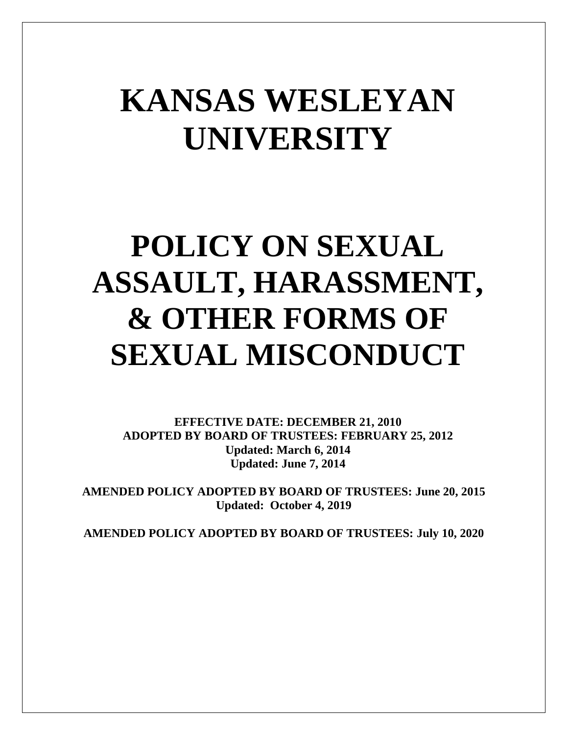# KANSAS WESLEYAN UNIVERSITY

# POLICY ON SEXUAL ASSAULT, HARASSMENT, & OTHER FORMS OF SEXUAL MISCONDUCT

**EFFECTIVE DATE: DECEMBER 21, 2010**
**ADOPTED BY BOARD OF TRUSTEES: FEBRUARY 25, 2012**
**Updated: March 6, 2014**
**Updated: June 7, 2014**

**AMENDED POLICY ADOPTED BY BOARD OF TRUSTEES: June 20, 2015**
**Updated: October 4, 2019**

**AMENDED POLICY ADOPTED BY BOARD OF TRUSTEES: July 10, 2020**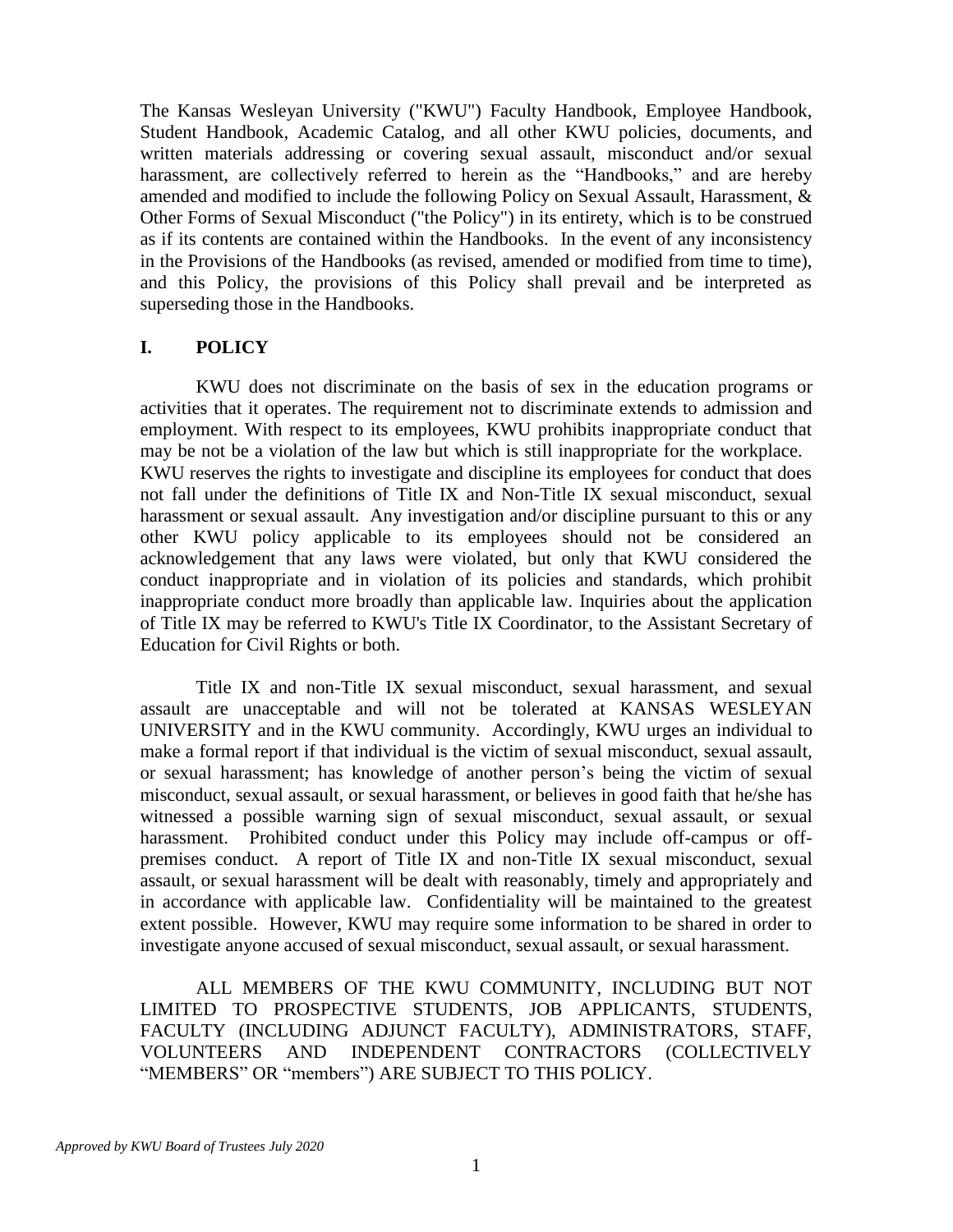The Kansas Wesleyan University ("KWU") Faculty Handbook, Employee Handbook, Student Handbook, Academic Catalog, and all other KWU policies, documents, and written materials addressing or covering sexual assault, misconduct and/or sexual harassment, are collectively referred to herein as the "Handbooks," and are hereby amended and modified to include the following Policy on Sexual Assault, Harassment, & Other Forms of Sexual Misconduct ("the Policy") in its entirety, which is to be construed as if its contents are contained within the Handbooks. In the event of any inconsistency in the Provisions of the Handbooks (as revised, amended or modified from time to time), and this Policy, the provisions of this Policy shall prevail and be interpreted as superseding those in the Handbooks.

## I. POLICY

KWU does not discriminate on the basis of sex in the education programs or activities that it operates. The requirement not to discriminate extends to admission and employment. With respect to its employees, KWU prohibits inappropriate conduct that may be not be a violation of the law but which is still inappropriate for the workplace. KWU reserves the rights to investigate and discipline its employees for conduct that does not fall under the definitions of Title IX and Non-Title IX sexual misconduct, sexual harassment or sexual assault. Any investigation and/or discipline pursuant to this or any other KWU policy applicable to its employees should not be considered an acknowledgement that any laws were violated, but only that KWU considered the conduct inappropriate and in violation of its policies and standards, which prohibit inappropriate conduct more broadly than applicable law. Inquiries about the application of Title IX may be referred to KWU's Title IX Coordinator, to the Assistant Secretary of Education for Civil Rights or both.

Title IX and non-Title IX sexual misconduct, sexual harassment, and sexual assault are unacceptable and will not be tolerated at KANSAS WESLEYAN UNIVERSITY and in the KWU community. Accordingly, KWU urges an individual to make a formal report if that individual is the victim of sexual misconduct, sexual assault, or sexual harassment; has knowledge of another person's being the victim of sexual misconduct, sexual assault, or sexual harassment, or believes in good faith that he/she has witnessed a possible warning sign of sexual misconduct, sexual assault, or sexual harassment. Prohibited conduct under this Policy may include off-campus or off-premises conduct. A report of Title IX and non-Title IX sexual misconduct, sexual assault, or sexual harassment will be dealt with reasonably, timely and appropriately and in accordance with applicable law. Confidentiality will be maintained to the greatest extent possible. However, KWU may require some information to be shared in order to investigate anyone accused of sexual misconduct, sexual assault, or sexual harassment.

ALL MEMBERS OF THE KWU COMMUNITY, INCLUDING BUT NOT LIMITED TO PROSPECTIVE STUDENTS, JOB APPLICANTS, STUDENTS, FACULTY (INCLUDING ADJUNCT FACULTY), ADMINISTRATORS, STAFF, VOLUNTEERS AND INDEPENDENT CONTRACTORS (COLLECTIVELY "MEMBERS" OR "members") ARE SUBJECT TO THIS POLICY.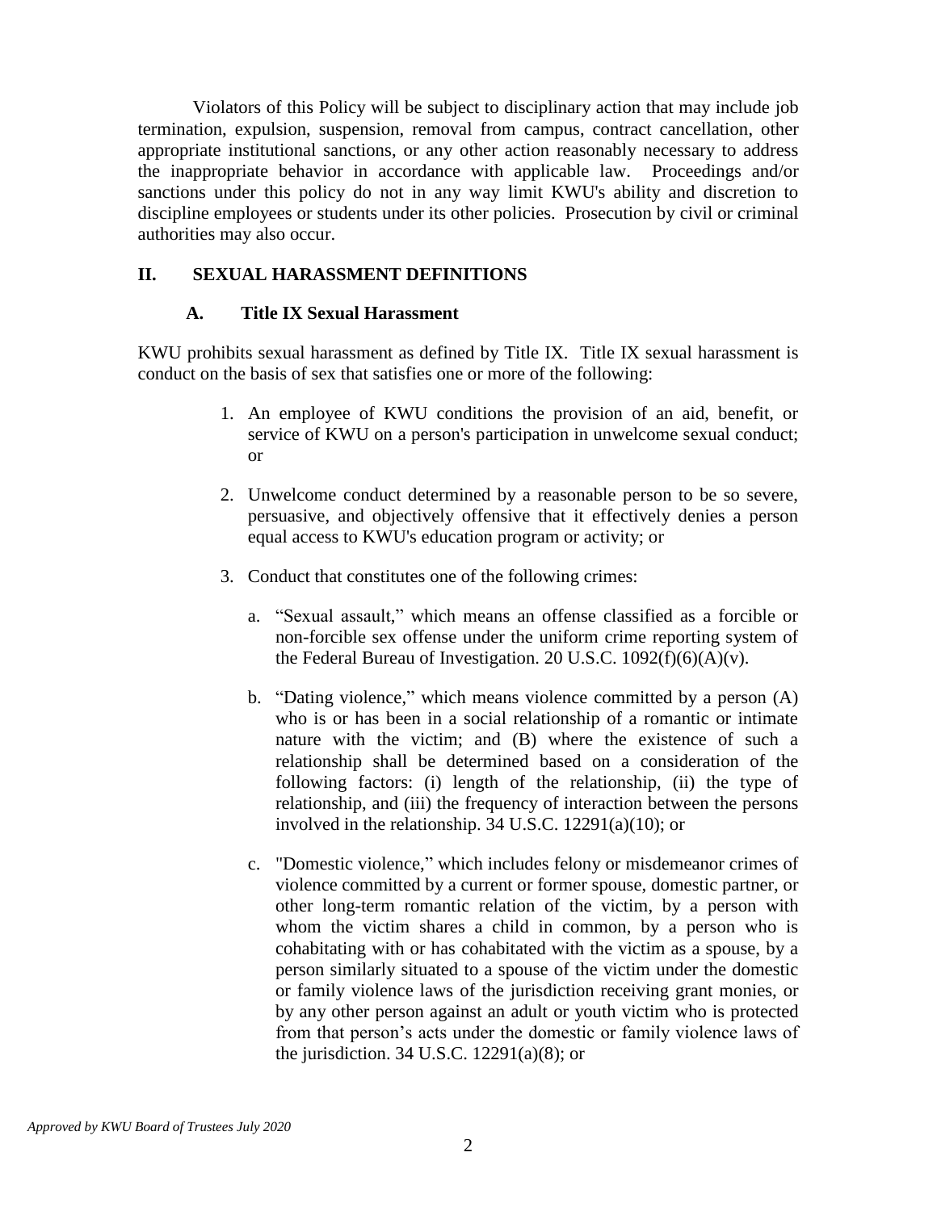Violators of this Policy will be subject to disciplinary action that may include job termination, expulsion, suspension, removal from campus, contract cancellation, other appropriate institutional sanctions, or any other action reasonably necessary to address the inappropriate behavior in accordance with applicable law. Proceedings and/or sanctions under this policy do not in any way limit KWU's ability and discretion to discipline employees or students under its other policies. Prosecution by civil or criminal authorities may also occur.

## II. SEXUAL HARASSMENT DEFINITIONS

### A. Title IX Sexual Harassment

KWU prohibits sexual harassment as defined by Title IX. Title IX sexual harassment is conduct on the basis of sex that satisfies one or more of the following:

1. An employee of KWU conditions the provision of an aid, benefit, or service of KWU on a person's participation in unwelcome sexual conduct; or

2. Unwelcome conduct determined by a reasonable person to be so severe, persuasive, and objectively offensive that it effectively denies a person equal access to KWU's education program or activity; or

3. Conduct that constitutes one of the following crimes:

   a. "Sexual assault," which means an offense classified as a forcible or non-forcible sex offense under the uniform crime reporting system of the Federal Bureau of Investigation. 20 U.S.C. 1092(f)(6)(A)(v).

   b. "Dating violence," which means violence committed by a person (A) who is or has been in a social relationship of a romantic or intimate nature with the victim; and (B) where the existence of such a relationship shall be determined based on a consideration of the following factors: (i) length of the relationship, (ii) the type of relationship, and (iii) the frequency of interaction between the persons involved in the relationship. 34 U.S.C. 12291(a)(10); or

   c. "Domestic violence," which includes felony or misdemeanor crimes of violence committed by a current or former spouse, domestic partner, or other long-term romantic relation of the victim, by a person with whom the victim shares a child in common, by a person who is cohabitating with or has cohabitated with the victim as a spouse, by a person similarly situated to a spouse of the victim under the domestic or family violence laws of the jurisdiction receiving grant monies, or by any other person against an adult or youth victim who is protected from that person's acts under the domestic or family violence laws of the jurisdiction. 34 U.S.C. 12291(a)(8); or

*Approved by KWU Board of Trustees July 2020*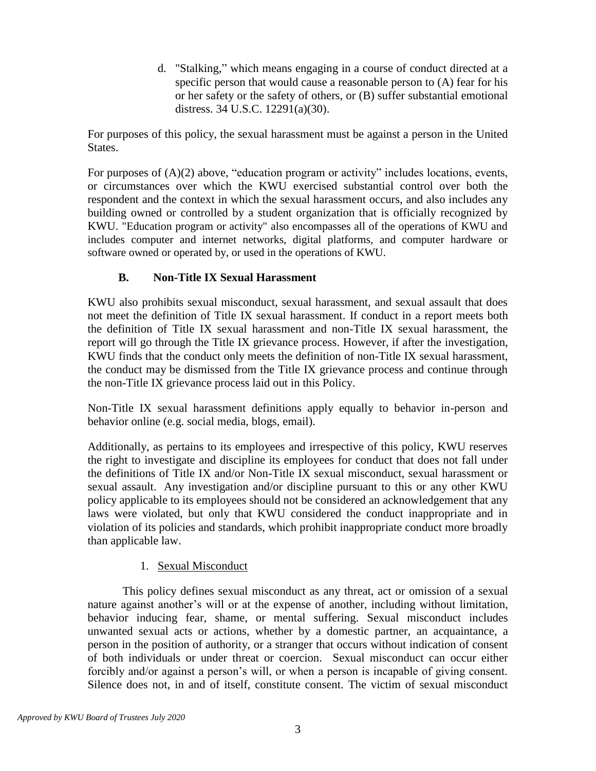d. "Stalking," which means engaging in a course of conduct directed at a specific person that would cause a reasonable person to (A) fear for his or her safety or the safety of others, or (B) suffer substantial emotional distress. 34 U.S.C. 12291(a)(30).

For purposes of this policy, the sexual harassment must be against a person in the United States.

For purposes of (A)(2) above, "education program or activity" includes locations, events, or circumstances over which the KWU exercised substantial control over both the respondent and the context in which the sexual harassment occurs, and also includes any building owned or controlled by a student organization that is officially recognized by KWU. "Education program or activity" also encompasses all of the operations of KWU and includes computer and internet networks, digital platforms, and computer hardware or software owned or operated by, or used in the operations of KWU.

### B. Non-Title IX Sexual Harassment

KWU also prohibits sexual misconduct, sexual harassment, and sexual assault that does not meet the definition of Title IX sexual harassment. If conduct in a report meets both the definition of Title IX sexual harassment and non-Title IX sexual harassment, the report will go through the Title IX grievance process. However, if after the investigation, KWU finds that the conduct only meets the definition of non-Title IX sexual harassment, the conduct may be dismissed from the Title IX grievance process and continue through the non-Title IX grievance process laid out in this Policy.

Non-Title IX sexual harassment definitions apply equally to behavior in-person and behavior online (e.g. social media, blogs, email).

Additionally, as pertains to its employees and irrespective of this policy, KWU reserves the right to investigate and discipline its employees for conduct that does not fall under the definitions of Title IX and/or Non-Title IX sexual misconduct, sexual harassment or sexual assault. Any investigation and/or discipline pursuant to this or any other KWU policy applicable to its employees should not be considered an acknowledgement that any laws were violated, but only that KWU considered the conduct inappropriate and in violation of its policies and standards, which prohibit inappropriate conduct more broadly than applicable law.

1. Sexual Misconduct

This policy defines sexual misconduct as any threat, act or omission of a sexual nature against another's will or at the expense of another, including without limitation, behavior inducing fear, shame, or mental suffering. Sexual misconduct includes unwanted sexual acts or actions, whether by a domestic partner, an acquaintance, a person in the position of authority, or a stranger that occurs without indication of consent of both individuals or under threat or coercion. Sexual misconduct can occur either forcibly and/or against a person's will, or when a person is incapable of giving consent. Silence does not, in and of itself, constitute consent. The victim of sexual misconduct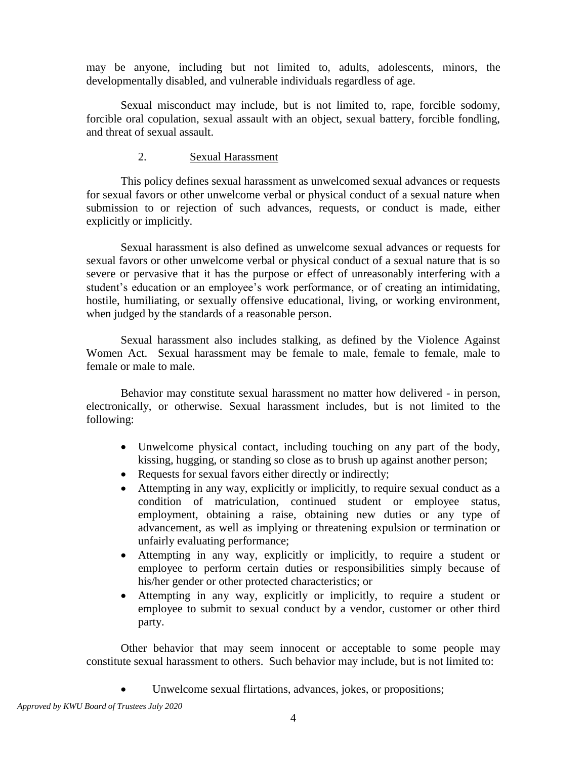may be anyone, including but not limited to, adults, adolescents, minors, the developmentally disabled, and vulnerable individuals regardless of age.

Sexual misconduct may include, but is not limited to, rape, forcible sodomy, forcible oral copulation, sexual assault with an object, sexual battery, forcible fondling, and threat of sexual assault.

2. Sexual Harassment

This policy defines sexual harassment as unwelcomed sexual advances or requests for sexual favors or other unwelcome verbal or physical conduct of a sexual nature when submission to or rejection of such advances, requests, or conduct is made, either explicitly or implicitly.

Sexual harassment is also defined as unwelcome sexual advances or requests for sexual favors or other unwelcome verbal or physical conduct of a sexual nature that is so severe or pervasive that it has the purpose or effect of unreasonably interfering with a student's education or an employee's work performance, or of creating an intimidating, hostile, humiliating, or sexually offensive educational, living, or working environment, when judged by the standards of a reasonable person.

Sexual harassment also includes stalking, as defined by the Violence Against Women Act. Sexual harassment may be female to male, female to female, male to female or male to male.

Behavior may constitute sexual harassment no matter how delivered - in person, electronically, or otherwise. Sexual harassment includes, but is not limited to the following:

- Unwelcome physical contact, including touching on any part of the body, kissing, hugging, or standing so close as to brush up against another person;
- Requests for sexual favors either directly or indirectly;
- Attempting in any way, explicitly or implicitly, to require sexual conduct as a condition of matriculation, continued student or employee status, employment, obtaining a raise, obtaining new duties or any type of advancement, as well as implying or threatening expulsion or termination or unfairly evaluating performance;
- Attempting in any way, explicitly or implicitly, to require a student or employee to perform certain duties or responsibilities simply because of his/her gender or other protected characteristics; or
- Attempting in any way, explicitly or implicitly, to require a student or employee to submit to sexual conduct by a vendor, customer or other third party.

Other behavior that may seem innocent or acceptable to some people may constitute sexual harassment to others. Such behavior may include, but is not limited to:

- Unwelcome sexual flirtations, advances, jokes, or propositions;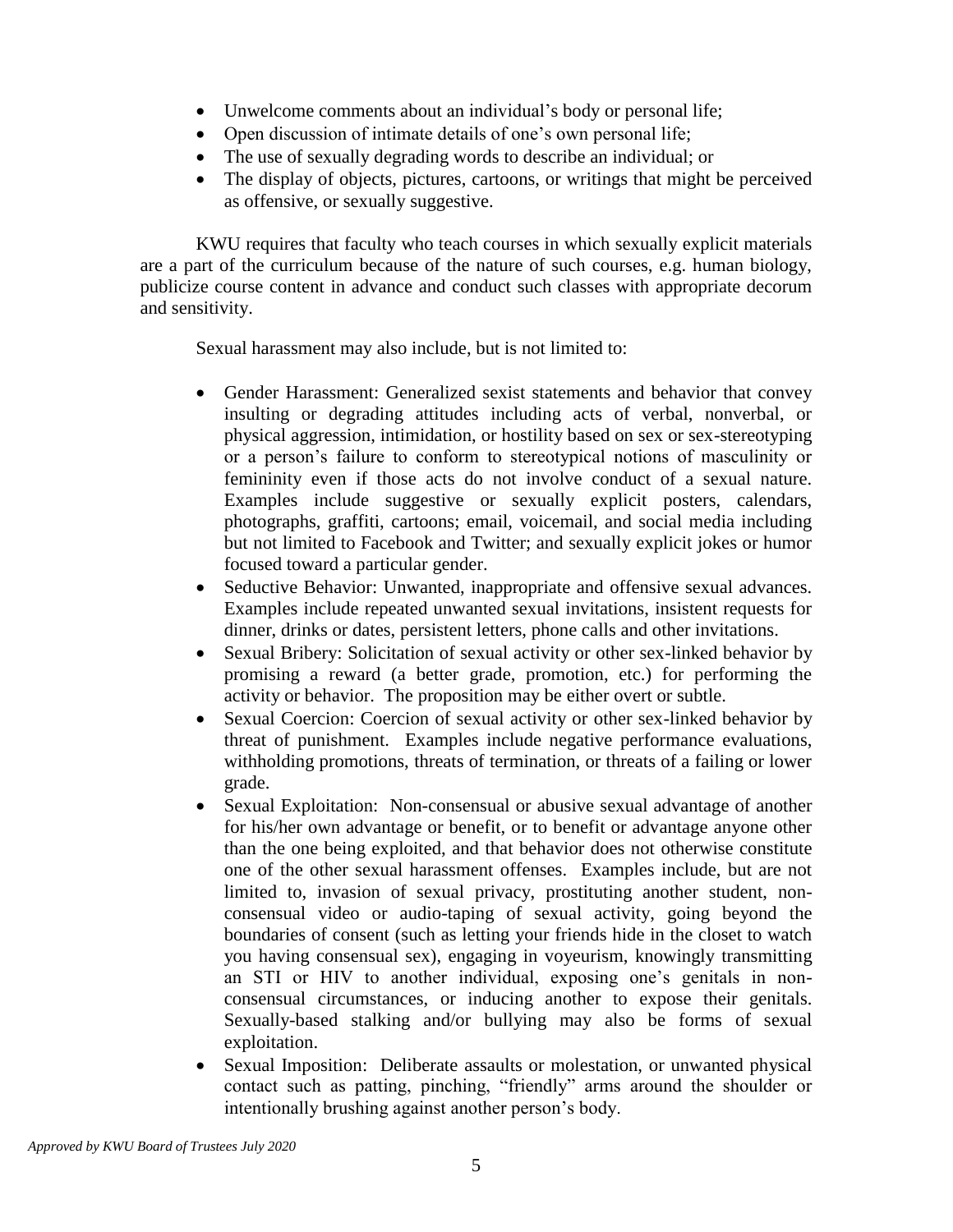- Unwelcome comments about an individual's body or personal life;
- Open discussion of intimate details of one's own personal life;
- The use of sexually degrading words to describe an individual; or
- The display of objects, pictures, cartoons, or writings that might be perceived as offensive, or sexually suggestive.

KWU requires that faculty who teach courses in which sexually explicit materials are a part of the curriculum because of the nature of such courses, e.g. human biology, publicize course content in advance and conduct such classes with appropriate decorum and sensitivity.

Sexual harassment may also include, but is not limited to:

- Gender Harassment: Generalized sexist statements and behavior that convey insulting or degrading attitudes including acts of verbal, nonverbal, or physical aggression, intimidation, or hostility based on sex or sex-stereotyping or a person's failure to conform to stereotypical notions of masculinity or femininity even if those acts do not involve conduct of a sexual nature. Examples include suggestive or sexually explicit posters, calendars, photographs, graffiti, cartoons; email, voicemail, and social media including but not limited to Facebook and Twitter; and sexually explicit jokes or humor focused toward a particular gender.
- Seductive Behavior: Unwanted, inappropriate and offensive sexual advances. Examples include repeated unwanted sexual invitations, insistent requests for dinner, drinks or dates, persistent letters, phone calls and other invitations.
- Sexual Bribery: Solicitation of sexual activity or other sex-linked behavior by promising a reward (a better grade, promotion, etc.) for performing the activity or behavior. The proposition may be either overt or subtle.
- Sexual Coercion: Coercion of sexual activity or other sex-linked behavior by threat of punishment. Examples include negative performance evaluations, withholding promotions, threats of termination, or threats of a failing or lower grade.
- Sexual Exploitation: Non-consensual or abusive sexual advantage of another for his/her own advantage or benefit, or to benefit or advantage anyone other than the one being exploited, and that behavior does not otherwise constitute one of the other sexual harassment offenses. Examples include, but are not limited to, invasion of sexual privacy, prostituting another student, non-consensual video or audio-taping of sexual activity, going beyond the boundaries of consent (such as letting your friends hide in the closet to watch you having consensual sex), engaging in voyeurism, knowingly transmitting an STI or HIV to another individual, exposing one's genitals in non-consensual circumstances, or inducing another to expose their genitals. Sexually-based stalking and/or bullying may also be forms of sexual exploitation.
- Sexual Imposition: Deliberate assaults or molestation, or unwanted physical contact such as patting, pinching, "friendly" arms around the shoulder or intentionally brushing against another person's body.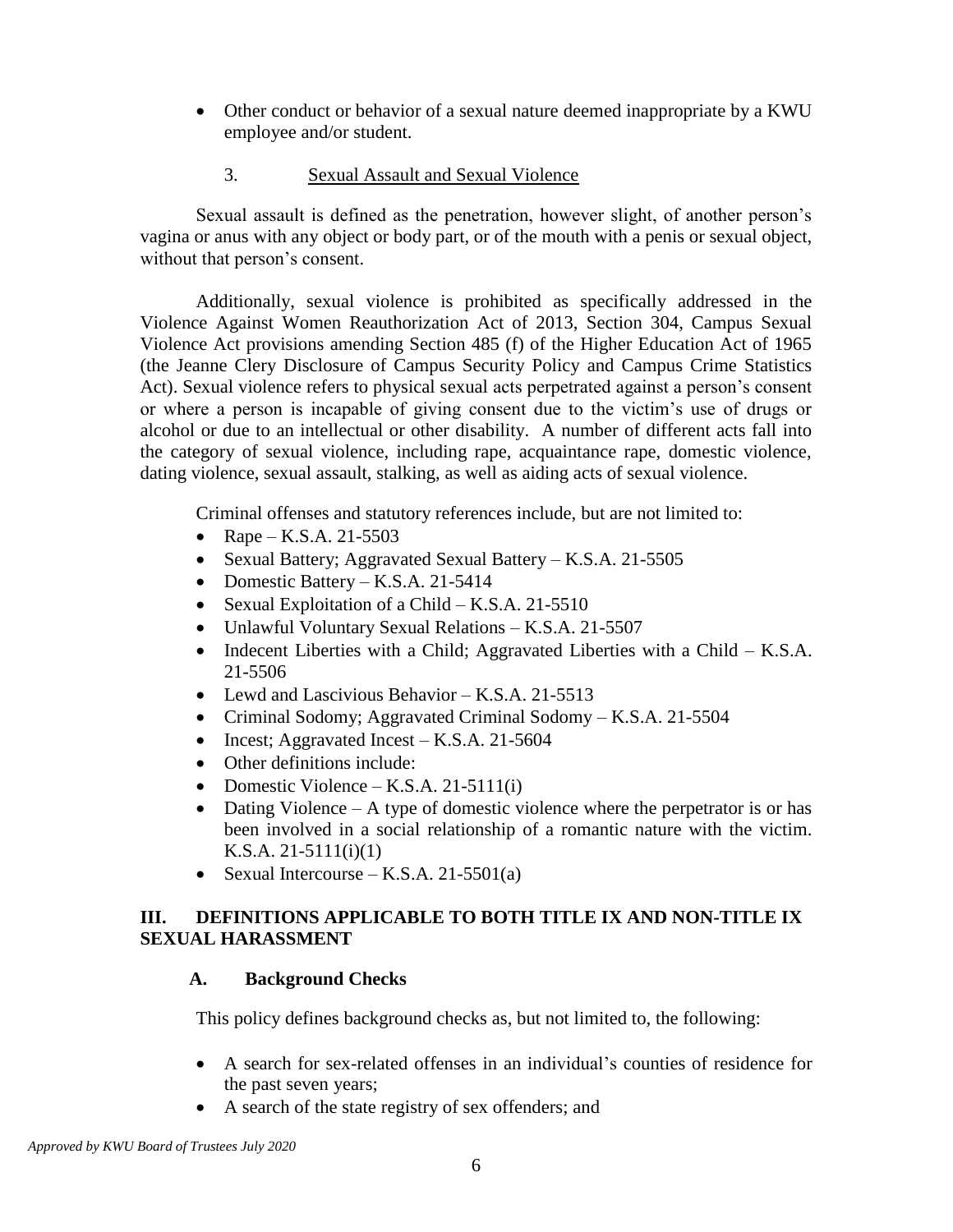- Other conduct or behavior of a sexual nature deemed inappropriate by a KWU employee and/or student.

3. Sexual Assault and Sexual Violence

Sexual assault is defined as the penetration, however slight, of another person's vagina or anus with any object or body part, or of the mouth with a penis or sexual object, without that person's consent.

Additionally, sexual violence is prohibited as specifically addressed in the Violence Against Women Reauthorization Act of 2013, Section 304, Campus Sexual Violence Act provisions amending Section 485 (f) of the Higher Education Act of 1965 (the Jeanne Clery Disclosure of Campus Security Policy and Campus Crime Statistics Act). Sexual violence refers to physical sexual acts perpetrated against a person's consent or where a person is incapable of giving consent due to the victim's use of drugs or alcohol or due to an intellectual or other disability. A number of different acts fall into the category of sexual violence, including rape, acquaintance rape, domestic violence, dating violence, sexual assault, stalking, as well as aiding acts of sexual violence.

Criminal offenses and statutory references include, but are not limited to:

- Rape – K.S.A. 21-5503
- Sexual Battery; Aggravated Sexual Battery – K.S.A. 21-5505
- Domestic Battery – K.S.A. 21-5414
- Sexual Exploitation of a Child – K.S.A. 21-5510
- Unlawful Voluntary Sexual Relations – K.S.A. 21-5507
- Indecent Liberties with a Child; Aggravated Liberties with a Child – K.S.A. 21-5506
- Lewd and Lascivious Behavior – K.S.A. 21-5513
- Criminal Sodomy; Aggravated Criminal Sodomy – K.S.A. 21-5504
- Incest; Aggravated Incest – K.S.A. 21-5604
- Other definitions include:
- Domestic Violence – K.S.A. 21-5111(i)
- Dating Violence – A type of domestic violence where the perpetrator is or has been involved in a social relationship of a romantic nature with the victim. K.S.A. 21-5111(i)(1)
- Sexual Intercourse – K.S.A. 21-5501(a)

## III. DEFINITIONS APPLICABLE TO BOTH TITLE IX AND NON-TITLE IX SEXUAL HARASSMENT

### A. Background Checks

This policy defines background checks as, but not limited to, the following:

- A search for sex-related offenses in an individual's counties of residence for the past seven years;
- A search of the state registry of sex offenders; and

*Approved by KWU Board of Trustees July 2020*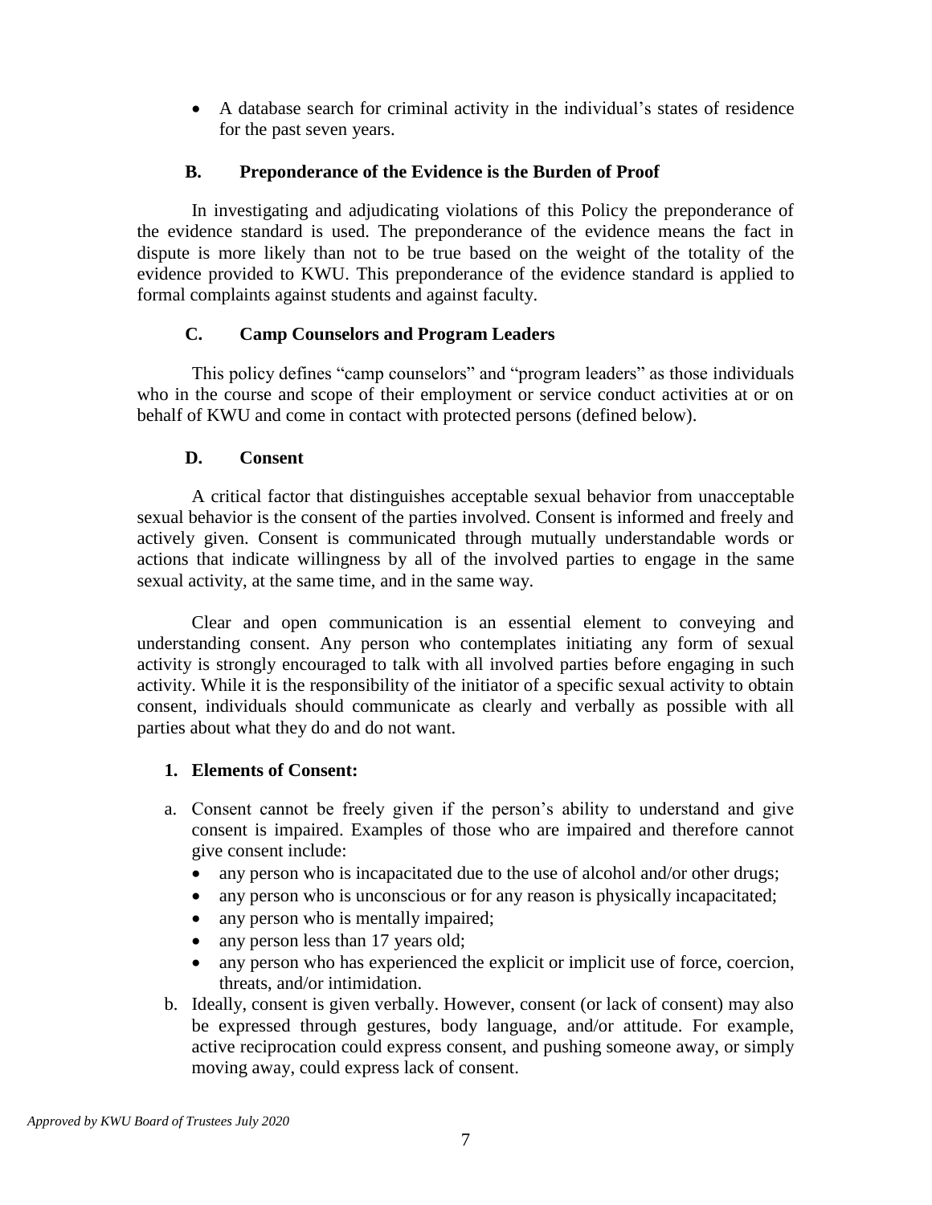- A database search for criminal activity in the individual's states of residence for the past seven years.

### B. Preponderance of the Evidence is the Burden of Proof

In investigating and adjudicating violations of this Policy the preponderance of the evidence standard is used. The preponderance of the evidence means the fact in dispute is more likely than not to be true based on the weight of the totality of the evidence provided to KWU. This preponderance of the evidence standard is applied to formal complaints against students and against faculty.

### C. Camp Counselors and Program Leaders

This policy defines "camp counselors" and "program leaders" as those individuals who in the course and scope of their employment or service conduct activities at or on behalf of KWU and come in contact with protected persons (defined below).

### D. Consent

A critical factor that distinguishes acceptable sexual behavior from unacceptable sexual behavior is the consent of the parties involved. Consent is informed and freely and actively given. Consent is communicated through mutually understandable words or actions that indicate willingness by all of the involved parties to engage in the same sexual activity, at the same time, and in the same way.

Clear and open communication is an essential element to conveying and understanding consent. Any person who contemplates initiating any form of sexual activity is strongly encouraged to talk with all involved parties before engaging in such activity. While it is the responsibility of the initiator of a specific sexual activity to obtain consent, individuals should communicate as clearly and verbally as possible with all parties about what they do and do not want.

#### 1. Elements of Consent:

a. Consent cannot be freely given if the person's ability to understand and give consent is impaired. Examples of those who are impaired and therefore cannot give consent include:
   - any person who is incapacitated due to the use of alcohol and/or other drugs;
   - any person who is unconscious or for any reason is physically incapacitated;
   - any person who is mentally impaired;
   - any person less than 17 years old;
   - any person who has experienced the explicit or implicit use of force, coercion, threats, and/or intimidation.

b. Ideally, consent is given verbally. However, consent (or lack of consent) may also be expressed through gestures, body language, and/or attitude. For example, active reciprocation could express consent, and pushing someone away, or simply moving away, could express lack of consent.

*Approved by KWU Board of Trustees July 2020*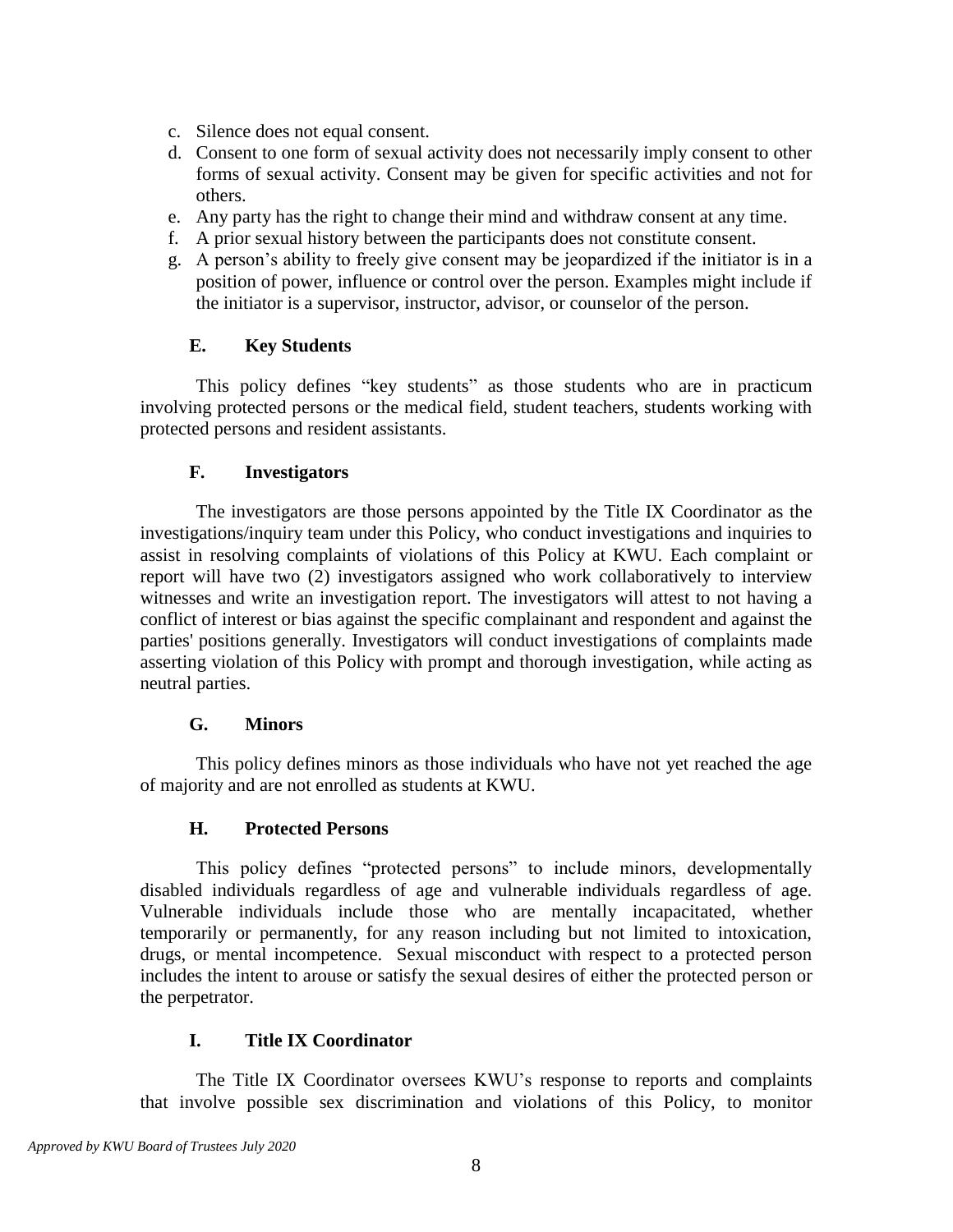c. Silence does not equal consent.
d. Consent to one form of sexual activity does not necessarily imply consent to other forms of sexual activity. Consent may be given for specific activities and not for others.
e. Any party has the right to change their mind and withdraw consent at any time.
f. A prior sexual history between the participants does not constitute consent.
g. A person's ability to freely give consent may be jeopardized if the initiator is in a position of power, influence or control over the person. Examples might include if the initiator is a supervisor, instructor, advisor, or counselor of the person.

### E. Key Students

This policy defines "key students" as those students who are in practicum involving protected persons or the medical field, student teachers, students working with protected persons and resident assistants.

### F. Investigators

The investigators are those persons appointed by the Title IX Coordinator as the investigations/inquiry team under this Policy, who conduct investigations and inquiries to assist in resolving complaints of violations of this Policy at KWU. Each complaint or report will have two (2) investigators assigned who work collaboratively to interview witnesses and write an investigation report. The investigators will attest to not having a conflict of interest or bias against the specific complainant and respondent and against the parties' positions generally. Investigators will conduct investigations of complaints made asserting violation of this Policy with prompt and thorough investigation, while acting as neutral parties.

### G. Minors

This policy defines minors as those individuals who have not yet reached the age of majority and are not enrolled as students at KWU.

### H. Protected Persons

This policy defines "protected persons" to include minors, developmentally disabled individuals regardless of age and vulnerable individuals regardless of age. Vulnerable individuals include those who are mentally incapacitated, whether temporarily or permanently, for any reason including but not limited to intoxication, drugs, or mental incompetence. Sexual misconduct with respect to a protected person includes the intent to arouse or satisfy the sexual desires of either the protected person or the perpetrator.

### I. Title IX Coordinator

The Title IX Coordinator oversees KWU's response to reports and complaints that involve possible sex discrimination and violations of this Policy, to monitor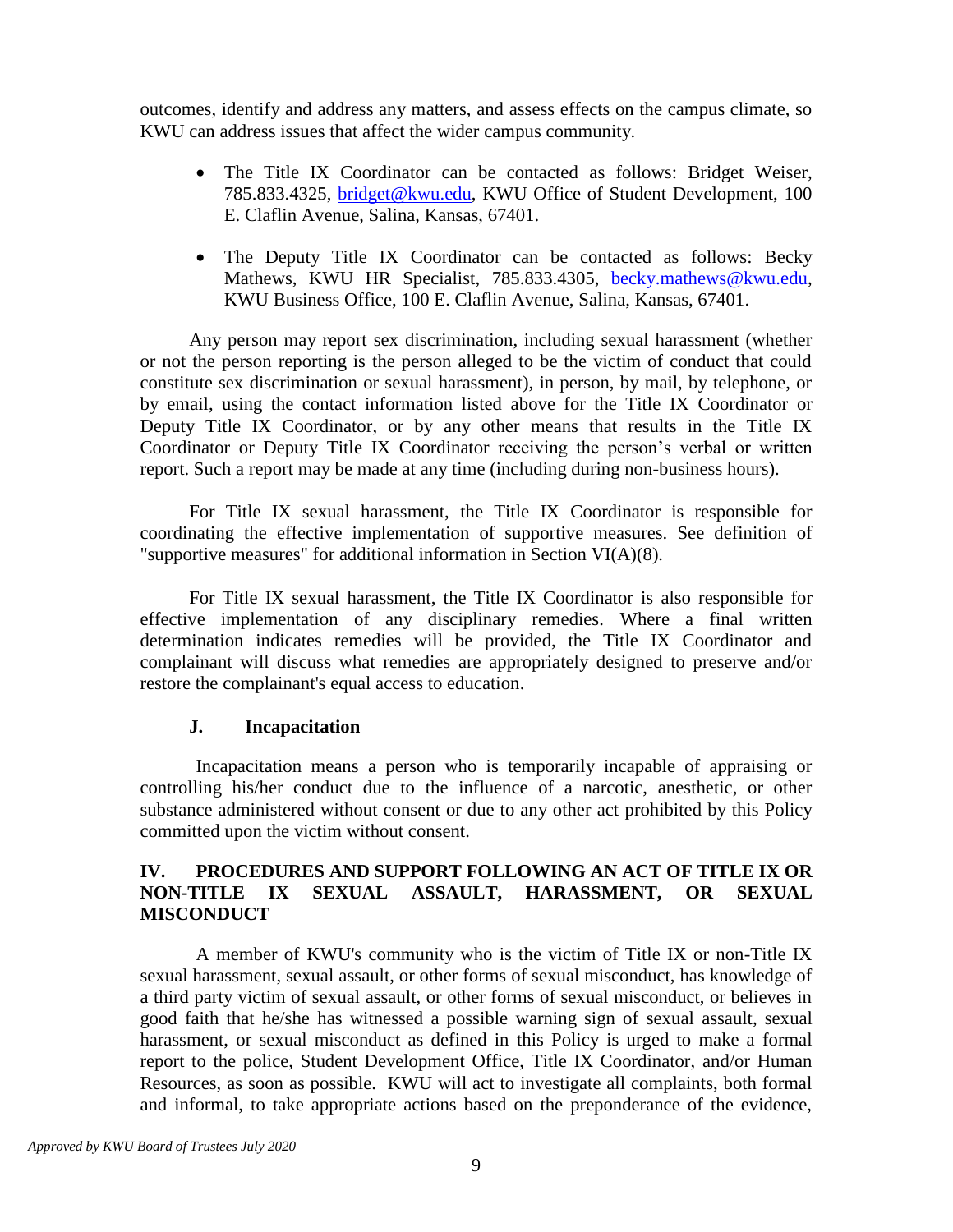outcomes, identify and address any matters, and assess effects on the campus climate, so KWU can address issues that affect the wider campus community.

- The Title IX Coordinator can be contacted as follows: Bridget Weiser, 785.833.4325, bridget@kwu.edu, KWU Office of Student Development, 100 E. Claflin Avenue, Salina, Kansas, 67401.
- The Deputy Title IX Coordinator can be contacted as follows: Becky Mathews, KWU HR Specialist, 785.833.4305, becky.mathews@kwu.edu, KWU Business Office, 100 E. Claflin Avenue, Salina, Kansas, 67401.

Any person may report sex discrimination, including sexual harassment (whether or not the person reporting is the person alleged to be the victim of conduct that could constitute sex discrimination or sexual harassment), in person, by mail, by telephone, or by email, using the contact information listed above for the Title IX Coordinator or Deputy Title IX Coordinator, or by any other means that results in the Title IX Coordinator or Deputy Title IX Coordinator receiving the person's verbal or written report. Such a report may be made at any time (including during non-business hours).

For Title IX sexual harassment, the Title IX Coordinator is responsible for coordinating the effective implementation of supportive measures. See definition of "supportive measures" for additional information in Section VI(A)(8).

For Title IX sexual harassment, the Title IX Coordinator is also responsible for effective implementation of any disciplinary remedies. Where a final written determination indicates remedies will be provided, the Title IX Coordinator and complainant will discuss what remedies are appropriately designed to preserve and/or restore the complainant's equal access to education.

### J. Incapacitation

Incapacitation means a person who is temporarily incapable of appraising or controlling his/her conduct due to the influence of a narcotic, anesthetic, or other substance administered without consent or due to any other act prohibited by this Policy committed upon the victim without consent.

## IV. PROCEDURES AND SUPPORT FOLLOWING AN ACT OF TITLE IX OR NON-TITLE IX SEXUAL ASSAULT, HARASSMENT, OR SEXUAL MISCONDUCT

A member of KWU's community who is the victim of Title IX or non-Title IX sexual harassment, sexual assault, or other forms of sexual misconduct, has knowledge of a third party victim of sexual assault, or other forms of sexual misconduct, or believes in good faith that he/she has witnessed a possible warning sign of sexual assault, sexual harassment, or sexual misconduct as defined in this Policy is urged to make a formal report to the police, Student Development Office, Title IX Coordinator, and/or Human Resources, as soon as possible. KWU will act to investigate all complaints, both formal and informal, to take appropriate actions based on the preponderance of the evidence,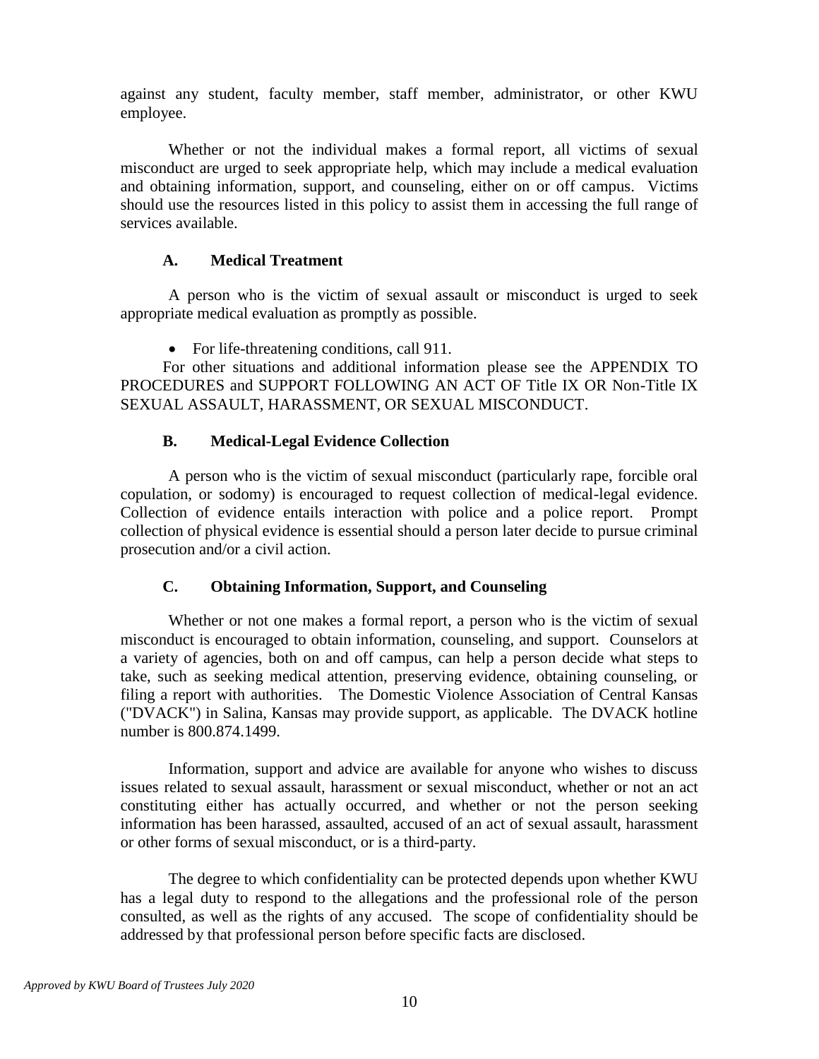against any student, faculty member, staff member, administrator, or other KWU employee.

Whether or not the individual makes a formal report, all victims of sexual misconduct are urged to seek appropriate help, which may include a medical evaluation and obtaining information, support, and counseling, either on or off campus. Victims should use the resources listed in this policy to assist them in accessing the full range of services available.

### A. Medical Treatment

A person who is the victim of sexual assault or misconduct is urged to seek appropriate medical evaluation as promptly as possible.

- For life-threatening conditions, call 911.

For other situations and additional information please see the APPENDIX TO PROCEDURES and SUPPORT FOLLOWING AN ACT OF Title IX OR Non-Title IX SEXUAL ASSAULT, HARASSMENT, OR SEXUAL MISCONDUCT.

### B. Medical-Legal Evidence Collection

A person who is the victim of sexual misconduct (particularly rape, forcible oral copulation, or sodomy) is encouraged to request collection of medical-legal evidence. Collection of evidence entails interaction with police and a police report. Prompt collection of physical evidence is essential should a person later decide to pursue criminal prosecution and/or a civil action.

### C. Obtaining Information, Support, and Counseling

Whether or not one makes a formal report, a person who is the victim of sexual misconduct is encouraged to obtain information, counseling, and support. Counselors at a variety of agencies, both on and off campus, can help a person decide what steps to take, such as seeking medical attention, preserving evidence, obtaining counseling, or filing a report with authorities. The Domestic Violence Association of Central Kansas ("DVACK") in Salina, Kansas may provide support, as applicable. The DVACK hotline number is 800.874.1499.

Information, support and advice are available for anyone who wishes to discuss issues related to sexual assault, harassment or sexual misconduct, whether or not an act constituting either has actually occurred, and whether or not the person seeking information has been harassed, assaulted, accused of an act of sexual assault, harassment or other forms of sexual misconduct, or is a third-party.

The degree to which confidentiality can be protected depends upon whether KWU has a legal duty to respond to the allegations and the professional role of the person consulted, as well as the rights of any accused. The scope of confidentiality should be addressed by that professional person before specific facts are disclosed.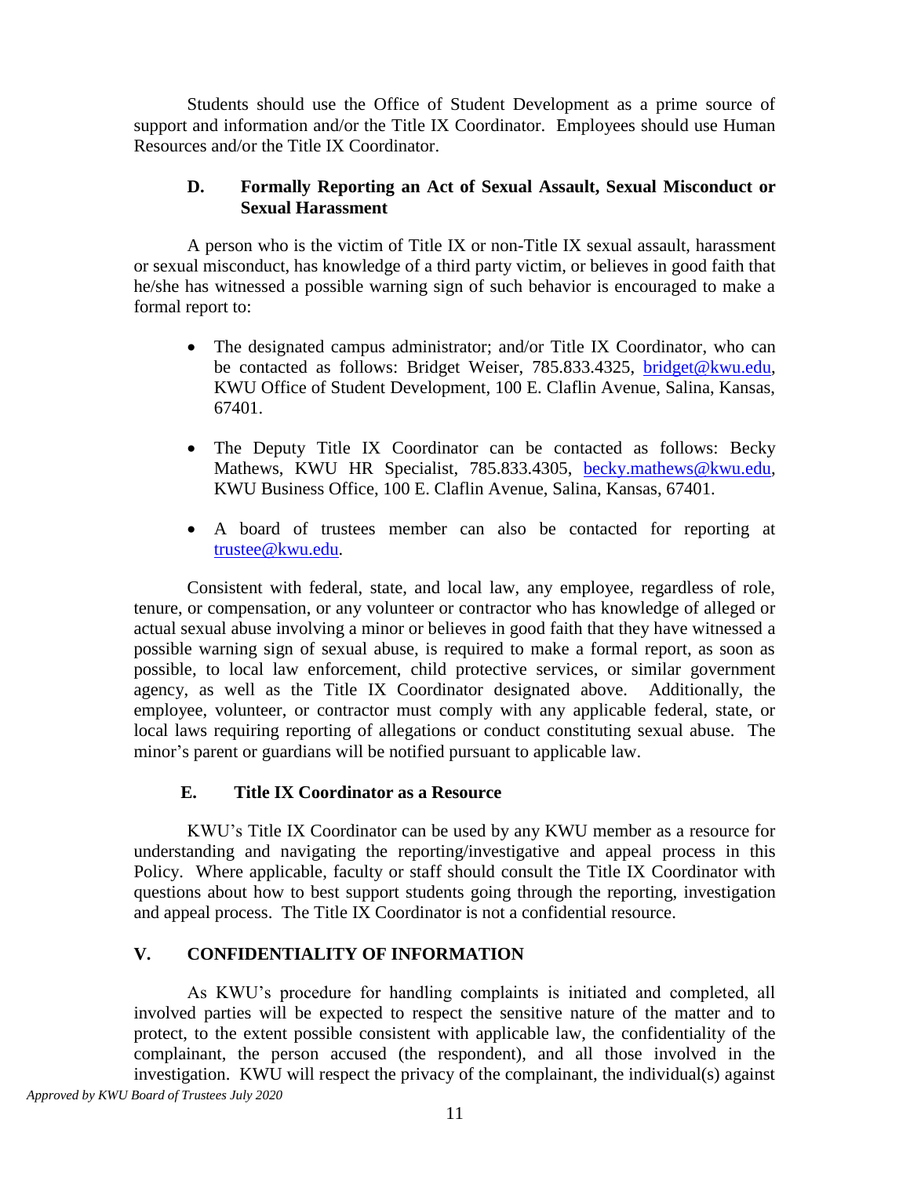Students should use the Office of Student Development as a prime source of support and information and/or the Title IX Coordinator. Employees should use Human Resources and/or the Title IX Coordinator.

### D. Formally Reporting an Act of Sexual Assault, Sexual Misconduct or Sexual Harassment

A person who is the victim of Title IX or non-Title IX sexual assault, harassment or sexual misconduct, has knowledge of a third party victim, or believes in good faith that he/she has witnessed a possible warning sign of such behavior is encouraged to make a formal report to:

- The designated campus administrator; and/or Title IX Coordinator, who can be contacted as follows: Bridget Weiser, 785.833.4325, bridget@kwu.edu, KWU Office of Student Development, 100 E. Claflin Avenue, Salina, Kansas, 67401.

- The Deputy Title IX Coordinator can be contacted as follows: Becky Mathews, KWU HR Specialist, 785.833.4305, becky.mathews@kwu.edu, KWU Business Office, 100 E. Claflin Avenue, Salina, Kansas, 67401.

- A board of trustees member can also be contacted for reporting at trustee@kwu.edu.

Consistent with federal, state, and local law, any employee, regardless of role, tenure, or compensation, or any volunteer or contractor who has knowledge of alleged or actual sexual abuse involving a minor or believes in good faith that they have witnessed a possible warning sign of sexual abuse, is required to make a formal report, as soon as possible, to local law enforcement, child protective services, or similar government agency, as well as the Title IX Coordinator designated above. Additionally, the employee, volunteer, or contractor must comply with any applicable federal, state, or local laws requiring reporting of allegations or conduct constituting sexual abuse. The minor's parent or guardians will be notified pursuant to applicable law.

### E. Title IX Coordinator as a Resource

KWU's Title IX Coordinator can be used by any KWU member as a resource for understanding and navigating the reporting/investigative and appeal process in this Policy. Where applicable, faculty or staff should consult the Title IX Coordinator with questions about how to best support students going through the reporting, investigation and appeal process. The Title IX Coordinator is not a confidential resource.

## V. CONFIDENTIALITY OF INFORMATION

As KWU's procedure for handling complaints is initiated and completed, all involved parties will be expected to respect the sensitive nature of the matter and to protect, to the extent possible consistent with applicable law, the confidentiality of the complainant, the person accused (the respondent), and all those involved in the investigation. KWU will respect the privacy of the complainant, the individual(s) against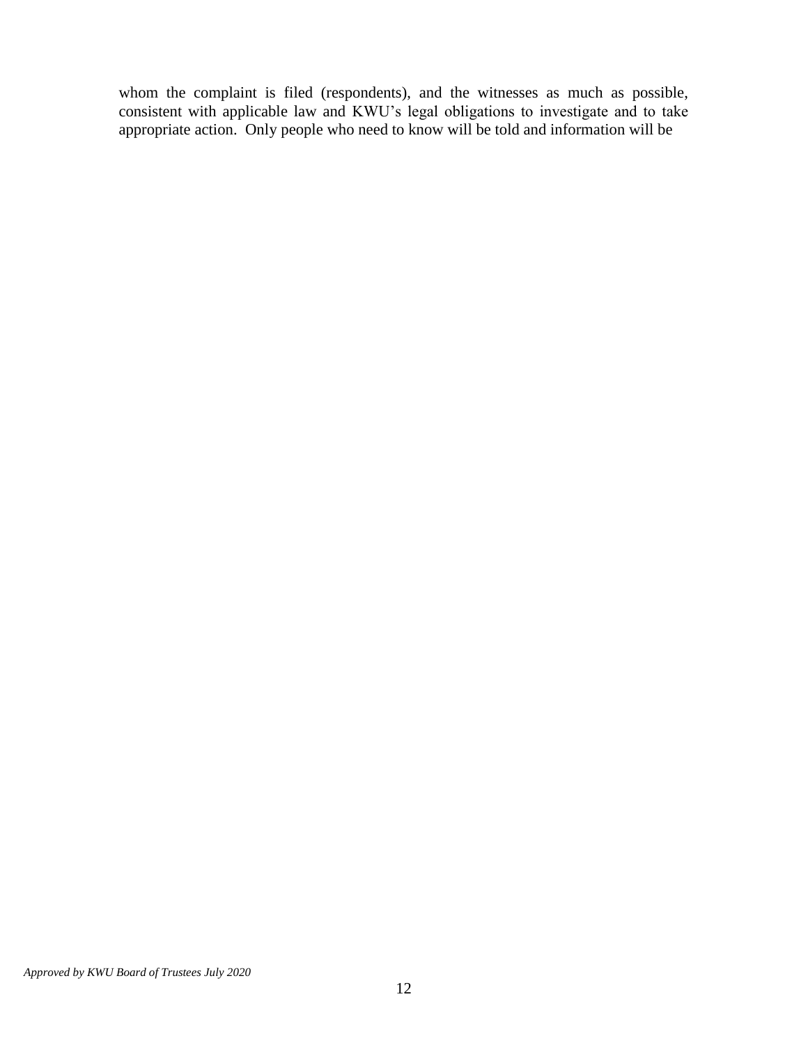whom the complaint is filed (respondents), and the witnesses as much as possible, consistent with applicable law and KWU's legal obligations to investigate and to take appropriate action. Only people who need to know will be told and information will be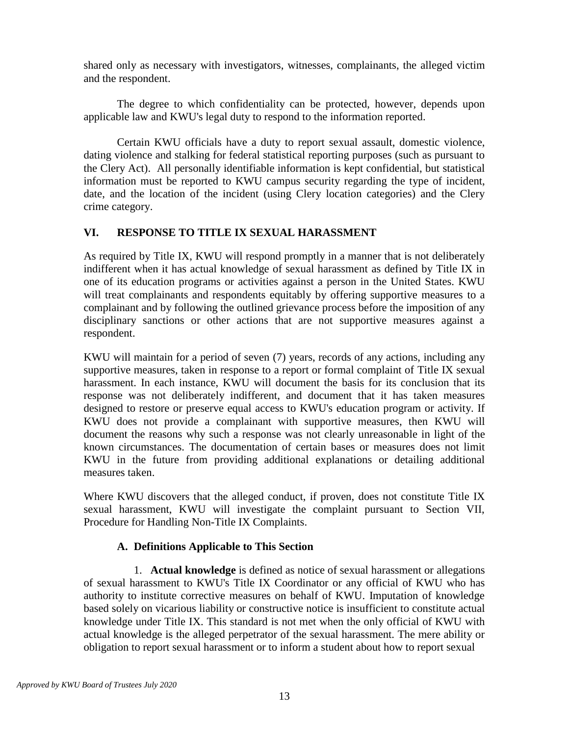shared only as necessary with investigators, witnesses, complainants, the alleged victim and the respondent.

The degree to which confidentiality can be protected, however, depends upon applicable law and KWU's legal duty to respond to the information reported.

Certain KWU officials have a duty to report sexual assault, domestic violence, dating violence and stalking for federal statistical reporting purposes (such as pursuant to the Clery Act). All personally identifiable information is kept confidential, but statistical information must be reported to KWU campus security regarding the type of incident, date, and the location of the incident (using Clery location categories) and the Clery crime category.

## VI. RESPONSE TO TITLE IX SEXUAL HARASSMENT

As required by Title IX, KWU will respond promptly in a manner that is not deliberately indifferent when it has actual knowledge of sexual harassment as defined by Title IX in one of its education programs or activities against a person in the United States. KWU will treat complainants and respondents equitably by offering supportive measures to a complainant and by following the outlined grievance process before the imposition of any disciplinary sanctions or other actions that are not supportive measures against a respondent.

KWU will maintain for a period of seven (7) years, records of any actions, including any supportive measures, taken in response to a report or formal complaint of Title IX sexual harassment. In each instance, KWU will document the basis for its conclusion that its response was not deliberately indifferent, and document that it has taken measures designed to restore or preserve equal access to KWU's education program or activity. If KWU does not provide a complainant with supportive measures, then KWU will document the reasons why such a response was not clearly unreasonable in light of the known circumstances. The documentation of certain bases or measures does not limit KWU in the future from providing additional explanations or detailing additional measures taken.

Where KWU discovers that the alleged conduct, if proven, does not constitute Title IX sexual harassment, KWU will investigate the complaint pursuant to Section VII, Procedure for Handling Non-Title IX Complaints.

### A. Definitions Applicable to This Section

1. **Actual knowledge** is defined as notice of sexual harassment or allegations of sexual harassment to KWU's Title IX Coordinator or any official of KWU who has authority to institute corrective measures on behalf of KWU. Imputation of knowledge based solely on vicarious liability or constructive notice is insufficient to constitute actual knowledge under Title IX. This standard is not met when the only official of KWU with actual knowledge is the alleged perpetrator of the sexual harassment. The mere ability or obligation to report sexual harassment or to inform a student about how to report sexual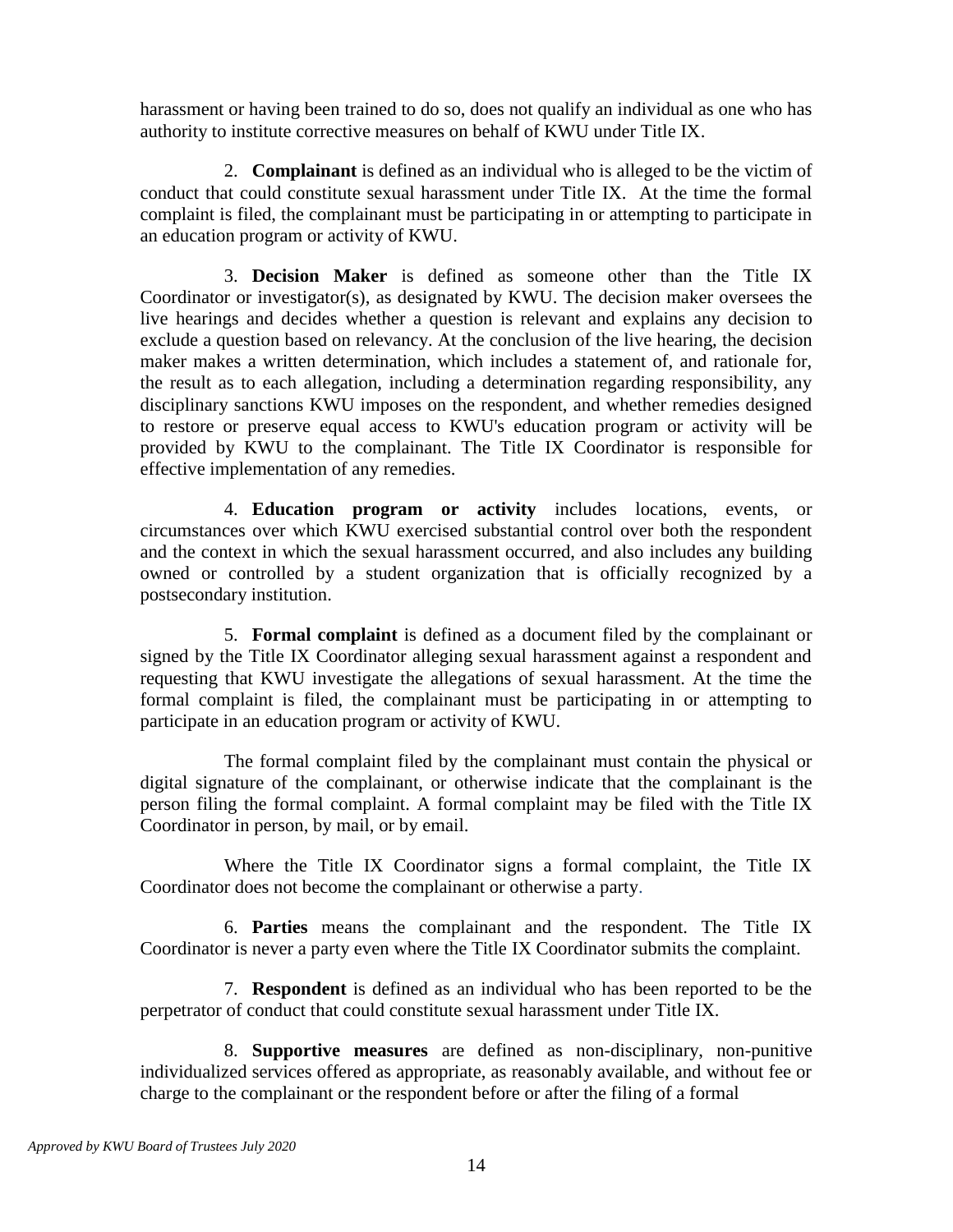harassment or having been trained to do so, does not qualify an individual as one who has authority to institute corrective measures on behalf of KWU under Title IX.

2. **Complainant** is defined as an individual who is alleged to be the victim of conduct that could constitute sexual harassment under Title IX. At the time the formal complaint is filed, the complainant must be participating in or attempting to participate in an education program or activity of KWU.

3. **Decision Maker** is defined as someone other than the Title IX Coordinator or investigator(s), as designated by KWU. The decision maker oversees the live hearings and decides whether a question is relevant and explains any decision to exclude a question based on relevancy. At the conclusion of the live hearing, the decision maker makes a written determination, which includes a statement of, and rationale for, the result as to each allegation, including a determination regarding responsibility, any disciplinary sanctions KWU imposes on the respondent, and whether remedies designed to restore or preserve equal access to KWU's education program or activity will be provided by KWU to the complainant. The Title IX Coordinator is responsible for effective implementation of any remedies.

4. **Education program or activity** includes locations, events, or circumstances over which KWU exercised substantial control over both the respondent and the context in which the sexual harassment occurred, and also includes any building owned or controlled by a student organization that is officially recognized by a postsecondary institution.

5. **Formal complaint** is defined as a document filed by the complainant or signed by the Title IX Coordinator alleging sexual harassment against a respondent and requesting that KWU investigate the allegations of sexual harassment. At the time the formal complaint is filed, the complainant must be participating in or attempting to participate in an education program or activity of KWU.

The formal complaint filed by the complainant must contain the physical or digital signature of the complainant, or otherwise indicate that the complainant is the person filing the formal complaint. A formal complaint may be filed with the Title IX Coordinator in person, by mail, or by email.

Where the Title IX Coordinator signs a formal complaint, the Title IX Coordinator does not become the complainant or otherwise a party.

6. **Parties** means the complainant and the respondent. The Title IX Coordinator is never a party even where the Title IX Coordinator submits the complaint.

7. **Respondent** is defined as an individual who has been reported to be the perpetrator of conduct that could constitute sexual harassment under Title IX.

8. **Supportive measures** are defined as non-disciplinary, non-punitive individualized services offered as appropriate, as reasonably available, and without fee or charge to the complainant or the respondent before or after the filing of a formal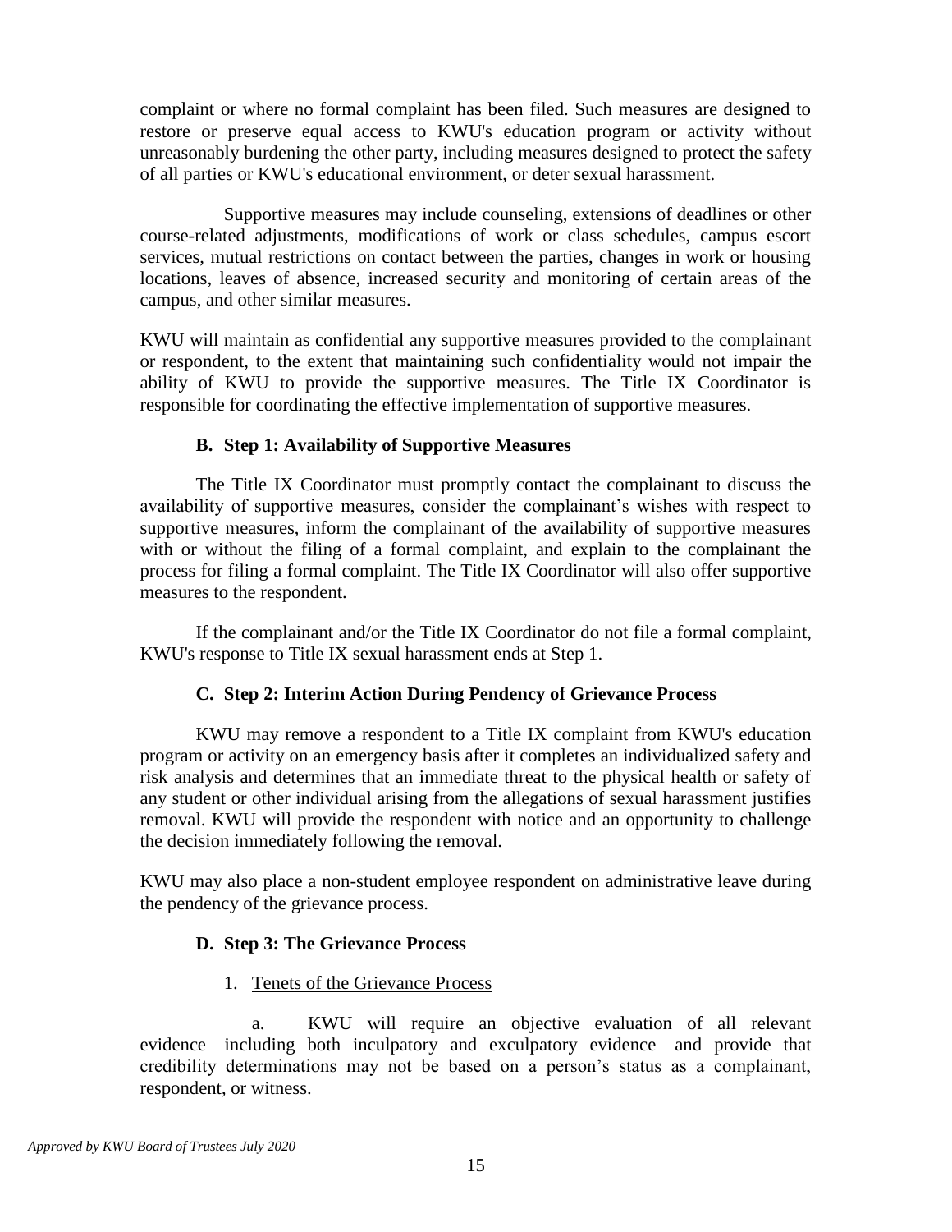complaint or where no formal complaint has been filed. Such measures are designed to restore or preserve equal access to KWU's education program or activity without unreasonably burdening the other party, including measures designed to protect the safety of all parties or KWU's educational environment, or deter sexual harassment.

Supportive measures may include counseling, extensions of deadlines or other course-related adjustments, modifications of work or class schedules, campus escort services, mutual restrictions on contact between the parties, changes in work or housing locations, leaves of absence, increased security and monitoring of certain areas of the campus, and other similar measures.

KWU will maintain as confidential any supportive measures provided to the complainant or respondent, to the extent that maintaining such confidentiality would not impair the ability of KWU to provide the supportive measures. The Title IX Coordinator is responsible for coordinating the effective implementation of supportive measures.

### B. Step 1: Availability of Supportive Measures

The Title IX Coordinator must promptly contact the complainant to discuss the availability of supportive measures, consider the complainant's wishes with respect to supportive measures, inform the complainant of the availability of supportive measures with or without the filing of a formal complaint, and explain to the complainant the process for filing a formal complaint. The Title IX Coordinator will also offer supportive measures to the respondent.

If the complainant and/or the Title IX Coordinator do not file a formal complaint, KWU's response to Title IX sexual harassment ends at Step 1.

### C. Step 2: Interim Action During Pendency of Grievance Process

KWU may remove a respondent to a Title IX complaint from KWU's education program or activity on an emergency basis after it completes an individualized safety and risk analysis and determines that an immediate threat to the physical health or safety of any student or other individual arising from the allegations of sexual harassment justifies removal. KWU will provide the respondent with notice and an opportunity to challenge the decision immediately following the removal.

KWU may also place a non-student employee respondent on administrative leave during the pendency of the grievance process.

### D. Step 3: The Grievance Process

1. Tenets of the Grievance Process

a. KWU will require an objective evaluation of all relevant evidence—including both inculpatory and exculpatory evidence—and provide that credibility determinations may not be based on a person's status as a complainant, respondent, or witness.

*Approved by KWU Board of Trustees July 2020*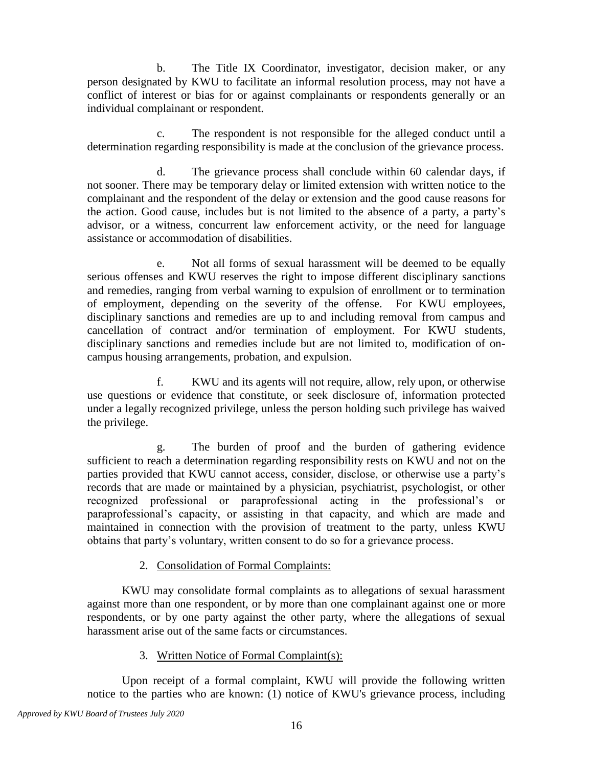b. The Title IX Coordinator, investigator, decision maker, or any person designated by KWU to facilitate an informal resolution process, may not have a conflict of interest or bias for or against complainants or respondents generally or an individual complainant or respondent.

c. The respondent is not responsible for the alleged conduct until a determination regarding responsibility is made at the conclusion of the grievance process.

d. The grievance process shall conclude within 60 calendar days, if not sooner. There may be temporary delay or limited extension with written notice to the complainant and the respondent of the delay or extension and the good cause reasons for the action. Good cause, includes but is not limited to the absence of a party, a party's advisor, or a witness, concurrent law enforcement activity, or the need for language assistance or accommodation of disabilities.

e. Not all forms of sexual harassment will be deemed to be equally serious offenses and KWU reserves the right to impose different disciplinary sanctions and remedies, ranging from verbal warning to expulsion of enrollment or to termination of employment, depending on the severity of the offense. For KWU employees, disciplinary sanctions and remedies are up to and including removal from campus and cancellation of contract and/or termination of employment. For KWU students, disciplinary sanctions and remedies include but are not limited to, modification of on-campus housing arrangements, probation, and expulsion.

f. KWU and its agents will not require, allow, rely upon, or otherwise use questions or evidence that constitute, or seek disclosure of, information protected under a legally recognized privilege, unless the person holding such privilege has waived the privilege.

g. The burden of proof and the burden of gathering evidence sufficient to reach a determination regarding responsibility rests on KWU and not on the parties provided that KWU cannot access, consider, disclose, or otherwise use a party's records that are made or maintained by a physician, psychiatrist, psychologist, or other recognized professional or paraprofessional acting in the professional's or paraprofessional's capacity, or assisting in that capacity, and which are made and maintained in connection with the provision of treatment to the party, unless KWU obtains that party's voluntary, written consent to do so for a grievance process.

2. Consolidation of Formal Complaints:

KWU may consolidate formal complaints as to allegations of sexual harassment against more than one respondent, or by more than one complainant against one or more respondents, or by one party against the other party, where the allegations of sexual harassment arise out of the same facts or circumstances.

3. Written Notice of Formal Complaint(s):

Upon receipt of a formal complaint, KWU will provide the following written notice to the parties who are known: (1) notice of KWU's grievance process, including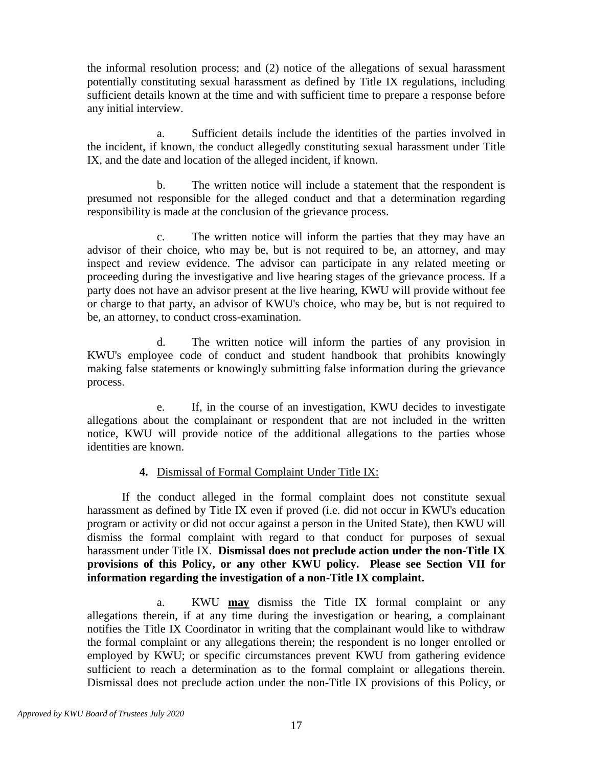the informal resolution process; and (2) notice of the allegations of sexual harassment potentially constituting sexual harassment as defined by Title IX regulations, including sufficient details known at the time and with sufficient time to prepare a response before any initial interview.

a. Sufficient details include the identities of the parties involved in the incident, if known, the conduct allegedly constituting sexual harassment under Title IX, and the date and location of the alleged incident, if known.

b. The written notice will include a statement that the respondent is presumed not responsible for the alleged conduct and that a determination regarding responsibility is made at the conclusion of the grievance process.

c. The written notice will inform the parties that they may have an advisor of their choice, who may be, but is not required to be, an attorney, and may inspect and review evidence. The advisor can participate in any related meeting or proceeding during the investigative and live hearing stages of the grievance process. If a party does not have an advisor present at the live hearing, KWU will provide without fee or charge to that party, an advisor of KWU's choice, who may be, but is not required to be, an attorney, to conduct cross-examination.

d. The written notice will inform the parties of any provision in KWU's employee code of conduct and student handbook that prohibits knowingly making false statements or knowingly submitting false information during the grievance process.

e. If, in the course of an investigation, KWU decides to investigate allegations about the complainant or respondent that are not included in the written notice, KWU will provide notice of the additional allegations to the parties whose identities are known.

**4.** Dismissal of Formal Complaint Under Title IX:

If the conduct alleged in the formal complaint does not constitute sexual harassment as defined by Title IX even if proved (i.e. did not occur in KWU's education program or activity or did not occur against a person in the United State), then KWU will dismiss the formal complaint with regard to that conduct for purposes of sexual harassment under Title IX. **Dismissal does not preclude action under the non-Title IX provisions of this Policy, or any other KWU policy. Please see Section VII for information regarding the investigation of a non-Title IX complaint.**

a. KWU **may** dismiss the Title IX formal complaint or any allegations therein, if at any time during the investigation or hearing, a complainant notifies the Title IX Coordinator in writing that the complainant would like to withdraw the formal complaint or any allegations therein; the respondent is no longer enrolled or employed by KWU; or specific circumstances prevent KWU from gathering evidence sufficient to reach a determination as to the formal complaint or allegations therein. Dismissal does not preclude action under the non-Title IX provisions of this Policy, or

*Approved by KWU Board of Trustees July 2020*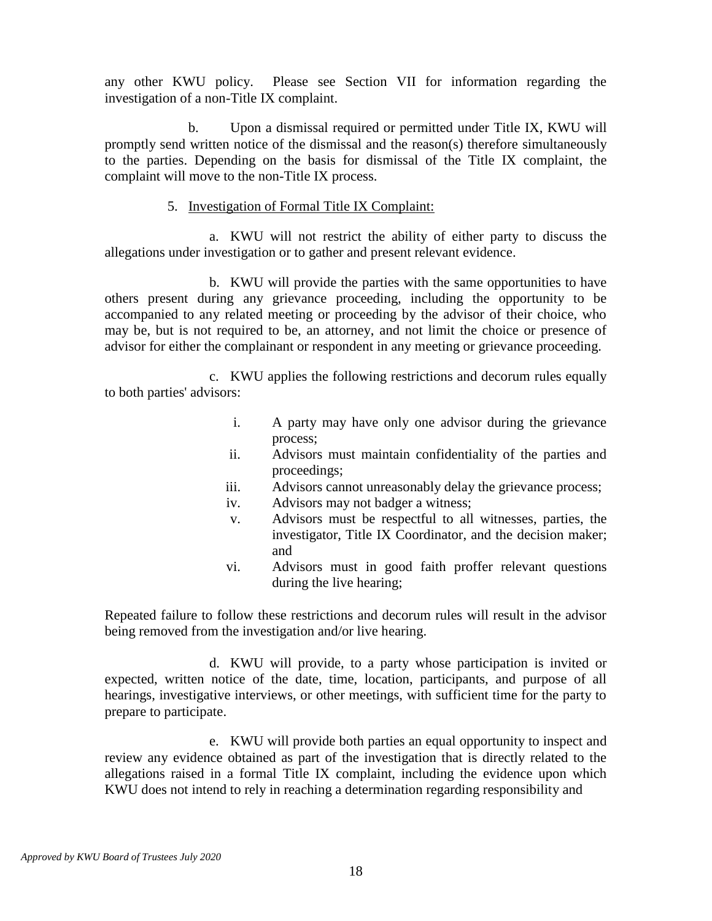any other KWU policy. Please see Section VII for information regarding the investigation of a non-Title IX complaint.

b. Upon a dismissal required or permitted under Title IX, KWU will promptly send written notice of the dismissal and the reason(s) therefore simultaneously to the parties. Depending on the basis for dismissal of the Title IX complaint, the complaint will move to the non-Title IX process.

5. Investigation of Formal Title IX Complaint:

a. KWU will not restrict the ability of either party to discuss the allegations under investigation or to gather and present relevant evidence.

b. KWU will provide the parties with the same opportunities to have others present during any grievance proceeding, including the opportunity to be accompanied to any related meeting or proceeding by the advisor of their choice, who may be, but is not required to be, an attorney, and not limit the choice or presence of advisor for either the complainant or respondent in any meeting or grievance proceeding.

c. KWU applies the following restrictions and decorum rules equally to both parties' advisors:

i. A party may have only one advisor during the grievance process;
ii. Advisors must maintain confidentiality of the parties and proceedings;
iii. Advisors cannot unreasonably delay the grievance process;
iv. Advisors may not badger a witness;
v. Advisors must be respectful to all witnesses, parties, the investigator, Title IX Coordinator, and the decision maker; and
vi. Advisors must in good faith proffer relevant questions during the live hearing;

Repeated failure to follow these restrictions and decorum rules will result in the advisor being removed from the investigation and/or live hearing.

d. KWU will provide, to a party whose participation is invited or expected, written notice of the date, time, location, participants, and purpose of all hearings, investigative interviews, or other meetings, with sufficient time for the party to prepare to participate.

e. KWU will provide both parties an equal opportunity to inspect and review any evidence obtained as part of the investigation that is directly related to the allegations raised in a formal Title IX complaint, including the evidence upon which KWU does not intend to rely in reaching a determination regarding responsibility and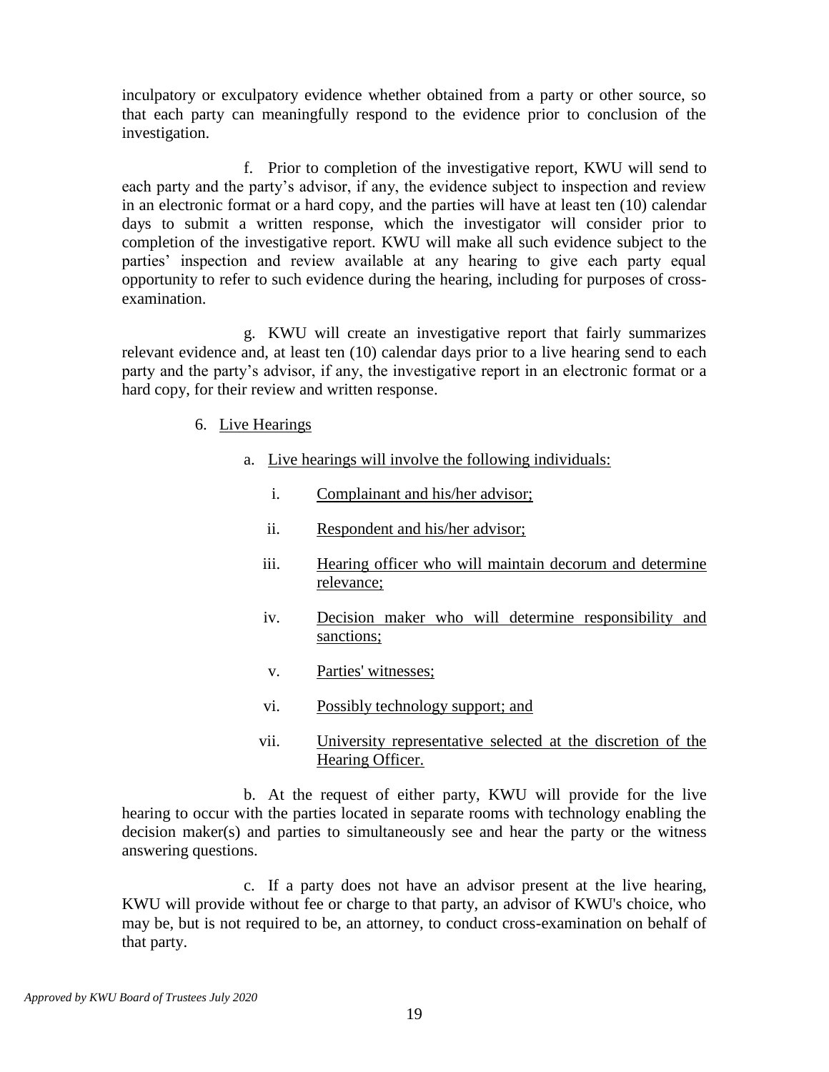inculpatory or exculpatory evidence whether obtained from a party or other source, so that each party can meaningfully respond to the evidence prior to conclusion of the investigation.

f. Prior to completion of the investigative report, KWU will send to each party and the party's advisor, if any, the evidence subject to inspection and review in an electronic format or a hard copy, and the parties will have at least ten (10) calendar days to submit a written response, which the investigator will consider prior to completion of the investigative report. KWU will make all such evidence subject to the parties' inspection and review available at any hearing to give each party equal opportunity to refer to such evidence during the hearing, including for purposes of cross-examination.

g. KWU will create an investigative report that fairly summarizes relevant evidence and, at least ten (10) calendar days prior to a live hearing send to each party and the party's advisor, if any, the investigative report in an electronic format or a hard copy, for their review and written response.

6. Live Hearings

a. Live hearings will involve the following individuals:

i. Complainant and his/her advisor;

ii. Respondent and his/her advisor;

iii. Hearing officer who will maintain decorum and determine relevance;

iv. Decision maker who will determine responsibility and sanctions;

v. Parties' witnesses;

vi. Possibly technology support; and

vii. University representative selected at the discretion of the Hearing Officer.

b. At the request of either party, KWU will provide for the live hearing to occur with the parties located in separate rooms with technology enabling the decision maker(s) and parties to simultaneously see and hear the party or the witness answering questions.

c. If a party does not have an advisor present at the live hearing, KWU will provide without fee or charge to that party, an advisor of KWU's choice, who may be, but is not required to be, an attorney, to conduct cross-examination on behalf of that party.

*Approved by KWU Board of Trustees July 2020*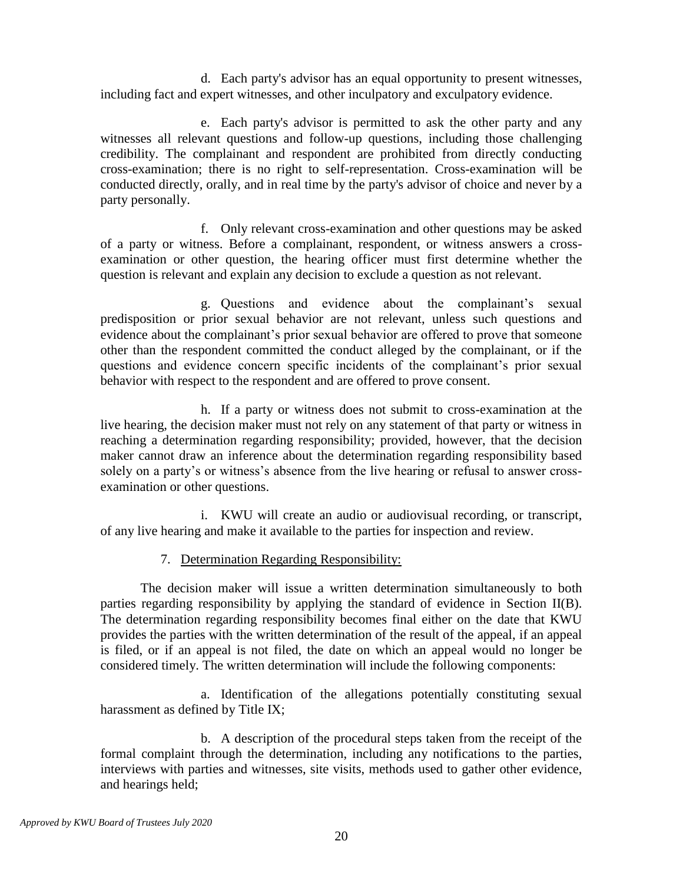d. Each party's advisor has an equal opportunity to present witnesses, including fact and expert witnesses, and other inculpatory and exculpatory evidence.

e. Each party's advisor is permitted to ask the other party and any witnesses all relevant questions and follow-up questions, including those challenging credibility. The complainant and respondent are prohibited from directly conducting cross-examination; there is no right to self-representation. Cross-examination will be conducted directly, orally, and in real time by the party's advisor of choice and never by a party personally.

f. Only relevant cross-examination and other questions may be asked of a party or witness. Before a complainant, respondent, or witness answers a cross-examination or other question, the hearing officer must first determine whether the question is relevant and explain any decision to exclude a question as not relevant.

g. Questions and evidence about the complainant's sexual predisposition or prior sexual behavior are not relevant, unless such questions and evidence about the complainant's prior sexual behavior are offered to prove that someone other than the respondent committed the conduct alleged by the complainant, or if the questions and evidence concern specific incidents of the complainant's prior sexual behavior with respect to the respondent and are offered to prove consent.

h. If a party or witness does not submit to cross-examination at the live hearing, the decision maker must not rely on any statement of that party or witness in reaching a determination regarding responsibility; provided, however, that the decision maker cannot draw an inference about the determination regarding responsibility based solely on a party's or witness's absence from the live hearing or refusal to answer cross-examination or other questions.

i. KWU will create an audio or audiovisual recording, or transcript, of any live hearing and make it available to the parties for inspection and review.

7. Determination Regarding Responsibility:

The decision maker will issue a written determination simultaneously to both parties regarding responsibility by applying the standard of evidence in Section II(B). The determination regarding responsibility becomes final either on the date that KWU provides the parties with the written determination of the result of the appeal, if an appeal is filed, or if an appeal is not filed, the date on which an appeal would no longer be considered timely. The written determination will include the following components:

a. Identification of the allegations potentially constituting sexual harassment as defined by Title IX;

b. A description of the procedural steps taken from the receipt of the formal complaint through the determination, including any notifications to the parties, interviews with parties and witnesses, site visits, methods used to gather other evidence, and hearings held;

*Approved by KWU Board of Trustees July 2020*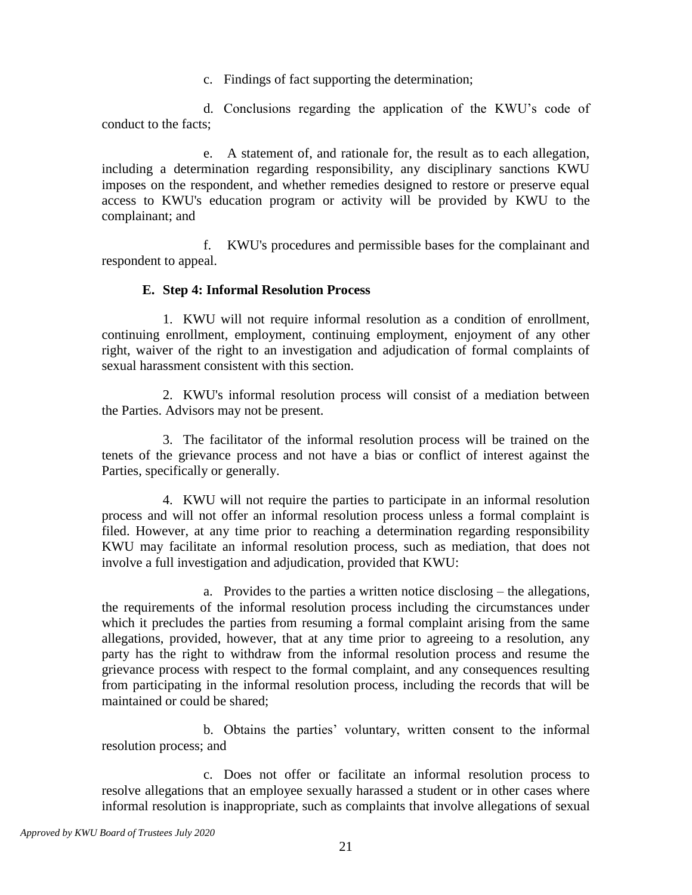c. Findings of fact supporting the determination;

d. Conclusions regarding the application of the KWU's code of conduct to the facts;

e. A statement of, and rationale for, the result as to each allegation, including a determination regarding responsibility, any disciplinary sanctions KWU imposes on the respondent, and whether remedies designed to restore or preserve equal access to KWU's education program or activity will be provided by KWU to the complainant; and

f. KWU's procedures and permissible bases for the complainant and respondent to appeal.

**E. Step 4: Informal Resolution Process**

1. KWU will not require informal resolution as a condition of enrollment, continuing enrollment, employment, continuing employment, enjoyment of any other right, waiver of the right to an investigation and adjudication of formal complaints of sexual harassment consistent with this section.

2. KWU's informal resolution process will consist of a mediation between the Parties. Advisors may not be present.

3. The facilitator of the informal resolution process will be trained on the tenets of the grievance process and not have a bias or conflict of interest against the Parties, specifically or generally.

4. KWU will not require the parties to participate in an informal resolution process and will not offer an informal resolution process unless a formal complaint is filed. However, at any time prior to reaching a determination regarding responsibility KWU may facilitate an informal resolution process, such as mediation, that does not involve a full investigation and adjudication, provided that KWU:

a. Provides to the parties a written notice disclosing – the allegations, the requirements of the informal resolution process including the circumstances under which it precludes the parties from resuming a formal complaint arising from the same allegations, provided, however, that at any time prior to agreeing to a resolution, any party has the right to withdraw from the informal resolution process and resume the grievance process with respect to the formal complaint, and any consequences resulting from participating in the informal resolution process, including the records that will be maintained or could be shared;

b. Obtains the parties' voluntary, written consent to the informal resolution process; and

c. Does not offer or facilitate an informal resolution process to resolve allegations that an employee sexually harassed a student or in other cases where informal resolution is inappropriate, such as complaints that involve allegations of sexual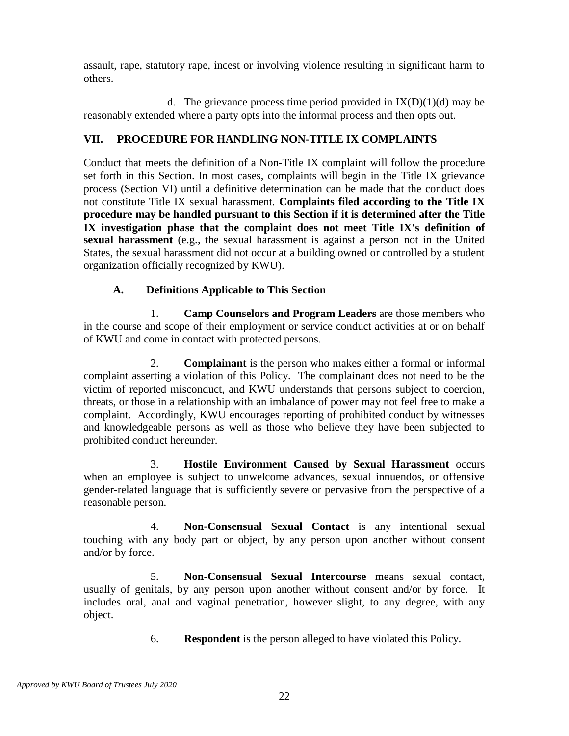assault, rape, statutory rape, incest or involving violence resulting in significant harm to others.

d. The grievance process time period provided in IX(D)(1)(d) may be reasonably extended where a party opts into the informal process and then opts out.

## VII. PROCEDURE FOR HANDLING NON-TITLE IX COMPLAINTS

Conduct that meets the definition of a Non-Title IX complaint will follow the procedure set forth in this Section. In most cases, complaints will begin in the Title IX grievance process (Section VI) until a definitive determination can be made that the conduct does not constitute Title IX sexual harassment. **Complaints filed according to the Title IX procedure may be handled pursuant to this Section if it is determined after the Title IX investigation phase that the complaint does not meet Title IX's definition of sexual harassment** (e.g., the sexual harassment is against a person <u>not</u> in the United States, the sexual harassment did not occur at a building owned or controlled by a student organization officially recognized by KWU).

### A. Definitions Applicable to This Section

1. **Camp Counselors and Program Leaders** are those members who in the course and scope of their employment or service conduct activities at or on behalf of KWU and come in contact with protected persons.

2. **Complainant** is the person who makes either a formal or informal complaint asserting a violation of this Policy. The complainant does not need to be the victim of reported misconduct, and KWU understands that persons subject to coercion, threats, or those in a relationship with an imbalance of power may not feel free to make a complaint. Accordingly, KWU encourages reporting of prohibited conduct by witnesses and knowledgeable persons as well as those who believe they have been subjected to prohibited conduct hereunder.

3. **Hostile Environment Caused by Sexual Harassment** occurs when an employee is subject to unwelcome advances, sexual innuendos, or offensive gender-related language that is sufficiently severe or pervasive from the perspective of a reasonable person.

4. **Non-Consensual Sexual Contact** is any intentional sexual touching with any body part or object, by any person upon another without consent and/or by force.

5. **Non-Consensual Sexual Intercourse** means sexual contact, usually of genitals, by any person upon another without consent and/or by force. It includes oral, anal and vaginal penetration, however slight, to any degree, with any object.

6. **Respondent** is the person alleged to have violated this Policy.

*Approved by KWU Board of Trustees July 2020*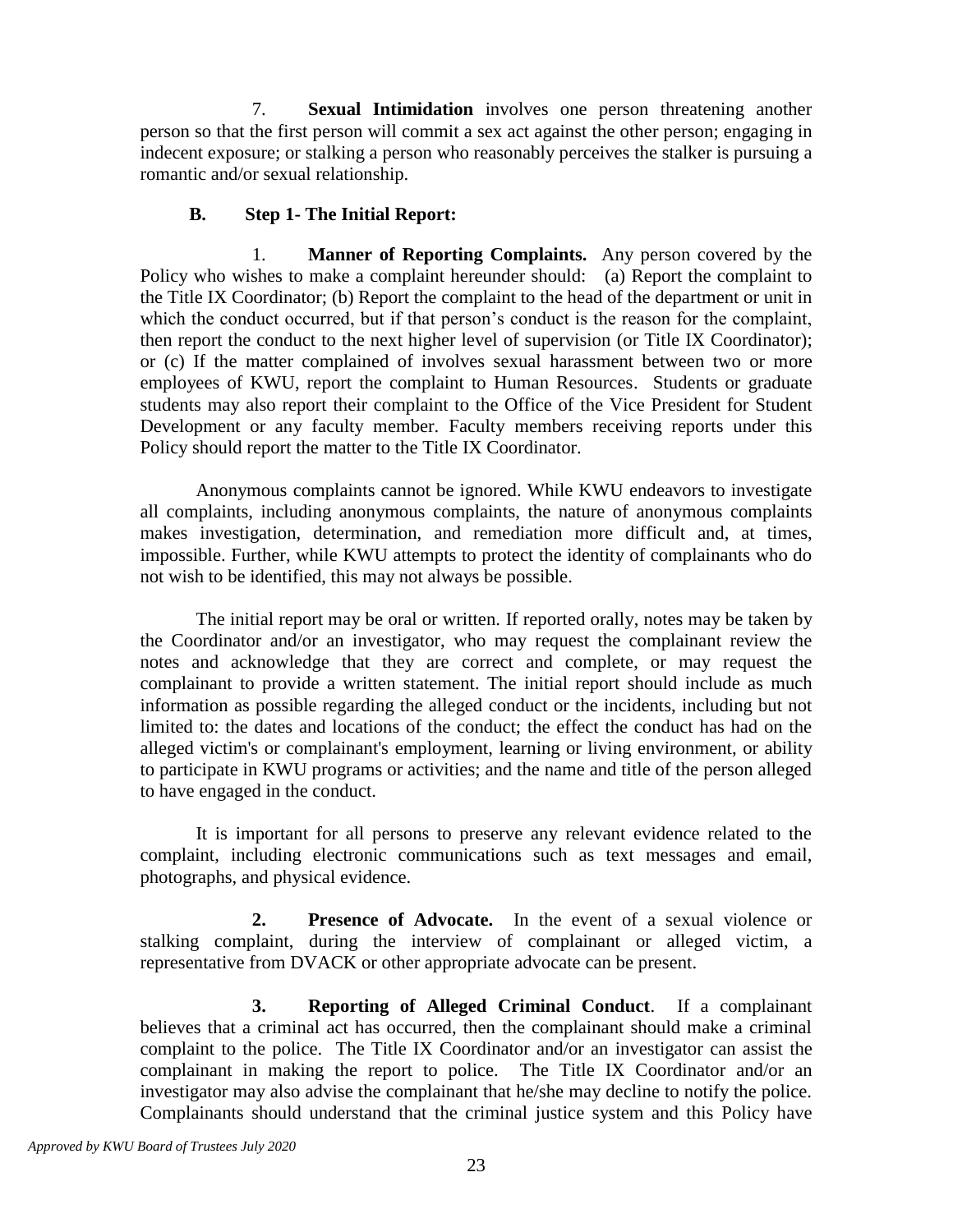7. **Sexual Intimidation** involves one person threatening another person so that the first person will commit a sex act against the other person; engaging in indecent exposure; or stalking a person who reasonably perceives the stalker is pursuing a romantic and/or sexual relationship.

**B. Step 1- The Initial Report:**

1. **Manner of Reporting Complaints.** Any person covered by the Policy who wishes to make a complaint hereunder should: (a) Report the complaint to the Title IX Coordinator; (b) Report the complaint to the head of the department or unit in which the conduct occurred, but if that person's conduct is the reason for the complaint, then report the conduct to the next higher level of supervision (or Title IX Coordinator); or (c) If the matter complained of involves sexual harassment between two or more employees of KWU, report the complaint to Human Resources. Students or graduate students may also report their complaint to the Office of the Vice President for Student Development or any faculty member. Faculty members receiving reports under this Policy should report the matter to the Title IX Coordinator.

Anonymous complaints cannot be ignored. While KWU endeavors to investigate all complaints, including anonymous complaints, the nature of anonymous complaints makes investigation, determination, and remediation more difficult and, at times, impossible. Further, while KWU attempts to protect the identity of complainants who do not wish to be identified, this may not always be possible.

The initial report may be oral or written. If reported orally, notes may be taken by the Coordinator and/or an investigator, who may request the complainant review the notes and acknowledge that they are correct and complete, or may request the complainant to provide a written statement. The initial report should include as much information as possible regarding the alleged conduct or the incidents, including but not limited to: the dates and locations of the conduct; the effect the conduct has had on the alleged victim's or complainant's employment, learning or living environment, or ability to participate in KWU programs or activities; and the name and title of the person alleged to have engaged in the conduct.

It is important for all persons to preserve any relevant evidence related to the complaint, including electronic communications such as text messages and email, photographs, and physical evidence.

**2. Presence of Advocate.** In the event of a sexual violence or stalking complaint, during the interview of complainant or alleged victim, a representative from DVACK or other appropriate advocate can be present.

**3. Reporting of Alleged Criminal Conduct**. If a complainant believes that a criminal act has occurred, then the complainant should make a criminal complaint to the police. The Title IX Coordinator and/or an investigator can assist the complainant in making the report to police. The Title IX Coordinator and/or an investigator may also advise the complainant that he/she may decline to notify the police. Complainants should understand that the criminal justice system and this Policy have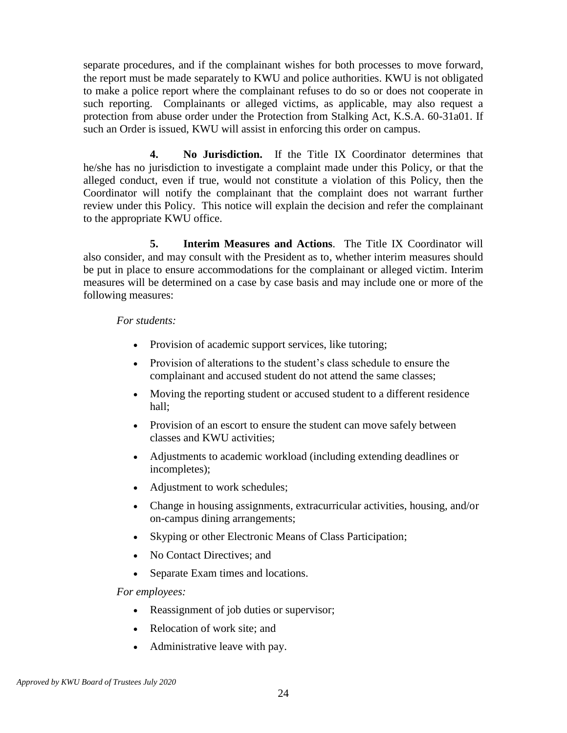separate procedures, and if the complainant wishes for both processes to move forward, the report must be made separately to KWU and police authorities. KWU is not obligated to make a police report where the complainant refuses to do so or does not cooperate in such reporting. Complainants or alleged victims, as applicable, may also request a protection from abuse order under the Protection from Stalking Act, K.S.A. 60-31a01. If such an Order is issued, KWU will assist in enforcing this order on campus.

**4. No Jurisdiction.** If the Title IX Coordinator determines that he/she has no jurisdiction to investigate a complaint made under this Policy, or that the alleged conduct, even if true, would not constitute a violation of this Policy, then the Coordinator will notify the complainant that the complaint does not warrant further review under this Policy. This notice will explain the decision and refer the complainant to the appropriate KWU office.

**5. Interim Measures and Actions**. The Title IX Coordinator will also consider, and may consult with the President as to, whether interim measures should be put in place to ensure accommodations for the complainant or alleged victim. Interim measures will be determined on a case by case basis and may include one or more of the following measures:

*For students:*

- Provision of academic support services, like tutoring;
- Provision of alterations to the student's class schedule to ensure the complainant and accused student do not attend the same classes;
- Moving the reporting student or accused student to a different residence hall;
- Provision of an escort to ensure the student can move safely between classes and KWU activities;
- Adjustments to academic workload (including extending deadlines or incompletes);
- Adjustment to work schedules;
- Change in housing assignments, extracurricular activities, housing, and/or on-campus dining arrangements;
- Skyping or other Electronic Means of Class Participation;
- No Contact Directives; and
- Separate Exam times and locations.

*For employees:*

- Reassignment of job duties or supervisor;
- Relocation of work site; and
- Administrative leave with pay.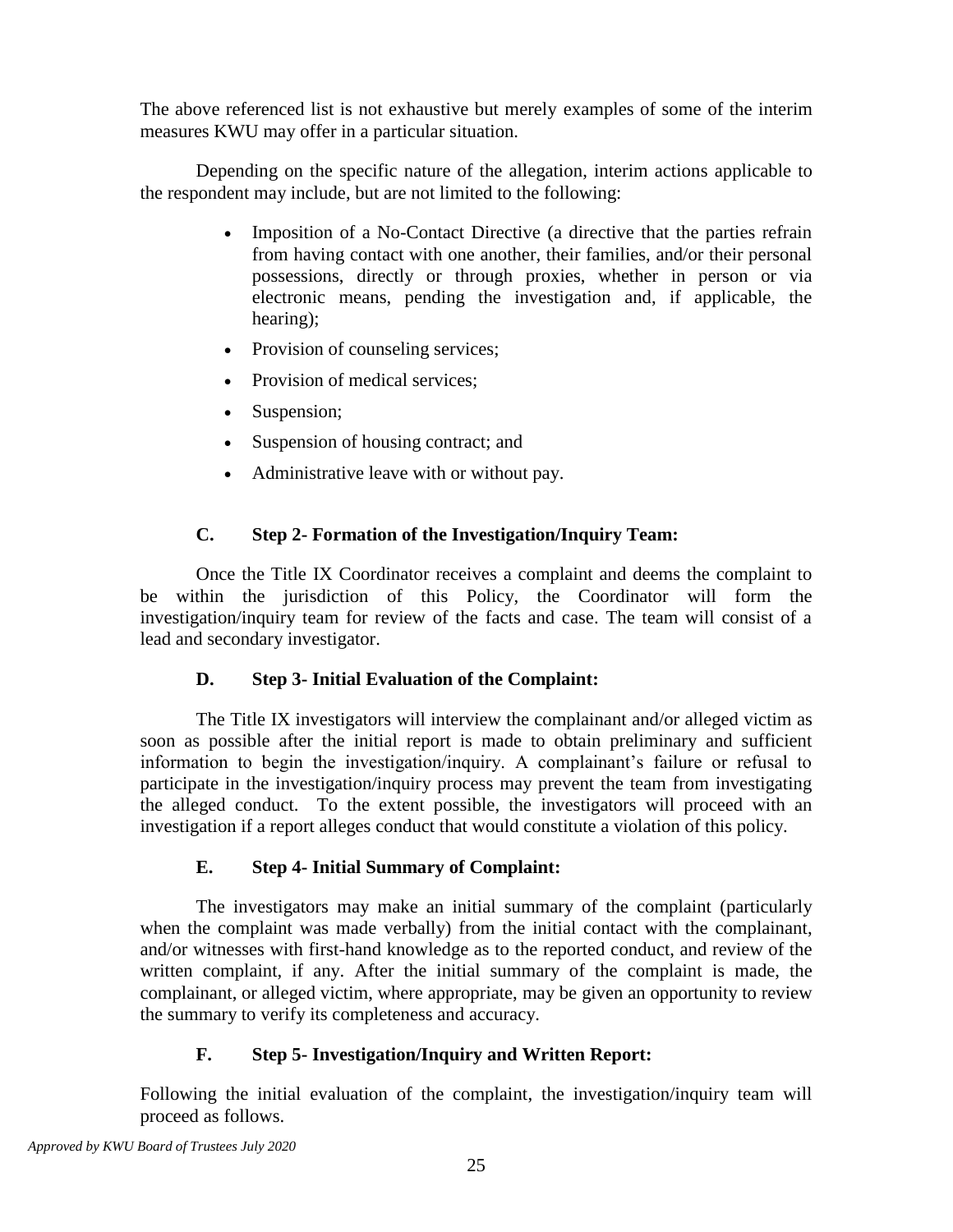The above referenced list is not exhaustive but merely examples of some of the interim measures KWU may offer in a particular situation.

Depending on the specific nature of the allegation, interim actions applicable to the respondent may include, but are not limited to the following:

- Imposition of a No-Contact Directive (a directive that the parties refrain from having contact with one another, their families, and/or their personal possessions, directly or through proxies, whether in person or via electronic means, pending the investigation and, if applicable, the hearing);
- Provision of counseling services;
- Provision of medical services;
- Suspension;
- Suspension of housing contract; and
- Administrative leave with or without pay.

### C. Step 2- Formation of the Investigation/Inquiry Team:

Once the Title IX Coordinator receives a complaint and deems the complaint to be within the jurisdiction of this Policy, the Coordinator will form the investigation/inquiry team for review of the facts and case. The team will consist of a lead and secondary investigator.

### D. Step 3- Initial Evaluation of the Complaint:

The Title IX investigators will interview the complainant and/or alleged victim as soon as possible after the initial report is made to obtain preliminary and sufficient information to begin the investigation/inquiry. A complainant's failure or refusal to participate in the investigation/inquiry process may prevent the team from investigating the alleged conduct. To the extent possible, the investigators will proceed with an investigation if a report alleges conduct that would constitute a violation of this policy.

### E. Step 4- Initial Summary of Complaint:

The investigators may make an initial summary of the complaint (particularly when the complaint was made verbally) from the initial contact with the complainant, and/or witnesses with first-hand knowledge as to the reported conduct, and review of the written complaint, if any. After the initial summary of the complaint is made, the complainant, or alleged victim, where appropriate, may be given an opportunity to review the summary to verify its completeness and accuracy.

### F. Step 5- Investigation/Inquiry and Written Report:

Following the initial evaluation of the complaint, the investigation/inquiry team will proceed as follows.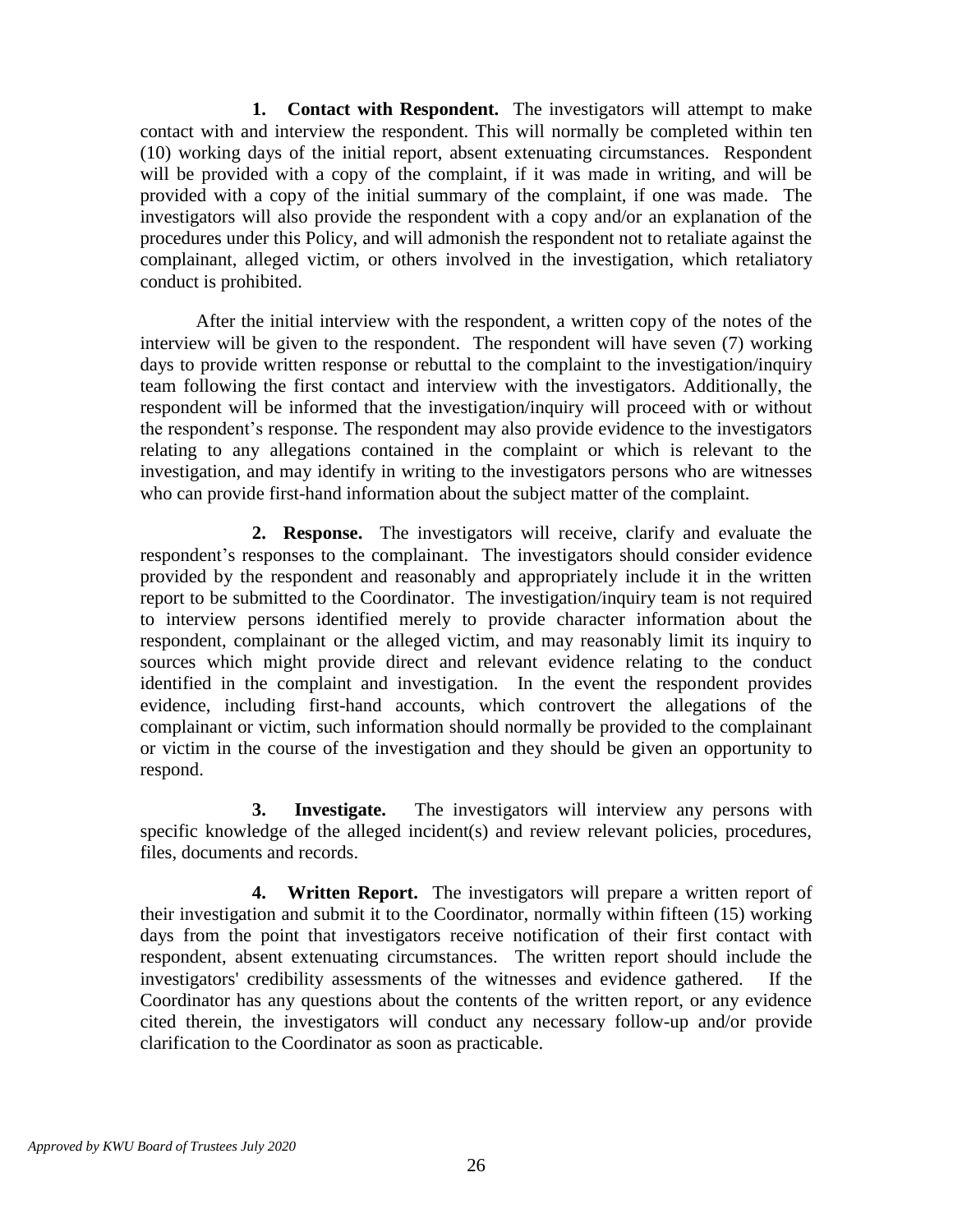**1. Contact with Respondent.** The investigators will attempt to make contact with and interview the respondent. This will normally be completed within ten (10) working days of the initial report, absent extenuating circumstances. Respondent will be provided with a copy of the complaint, if it was made in writing, and will be provided with a copy of the initial summary of the complaint, if one was made. The investigators will also provide the respondent with a copy and/or an explanation of the procedures under this Policy, and will admonish the respondent not to retaliate against the complainant, alleged victim, or others involved in the investigation, which retaliatory conduct is prohibited.

After the initial interview with the respondent, a written copy of the notes of the interview will be given to the respondent. The respondent will have seven (7) working days to provide written response or rebuttal to the complaint to the investigation/inquiry team following the first contact and interview with the investigators. Additionally, the respondent will be informed that the investigation/inquiry will proceed with or without the respondent's response. The respondent may also provide evidence to the investigators relating to any allegations contained in the complaint or which is relevant to the investigation, and may identify in writing to the investigators persons who are witnesses who can provide first-hand information about the subject matter of the complaint.

**2. Response.** The investigators will receive, clarify and evaluate the respondent's responses to the complainant. The investigators should consider evidence provided by the respondent and reasonably and appropriately include it in the written report to be submitted to the Coordinator. The investigation/inquiry team is not required to interview persons identified merely to provide character information about the respondent, complainant or the alleged victim, and may reasonably limit its inquiry to sources which might provide direct and relevant evidence relating to the conduct identified in the complaint and investigation. In the event the respondent provides evidence, including first-hand accounts, which controvert the allegations of the complainant or victim, such information should normally be provided to the complainant or victim in the course of the investigation and they should be given an opportunity to respond.

**3. Investigate.** The investigators will interview any persons with specific knowledge of the alleged incident(s) and review relevant policies, procedures, files, documents and records.

**4. Written Report.** The investigators will prepare a written report of their investigation and submit it to the Coordinator, normally within fifteen (15) working days from the point that investigators receive notification of their first contact with respondent, absent extenuating circumstances. The written report should include the investigators' credibility assessments of the witnesses and evidence gathered. If the Coordinator has any questions about the contents of the written report, or any evidence cited therein, the investigators will conduct any necessary follow-up and/or provide clarification to the Coordinator as soon as practicable.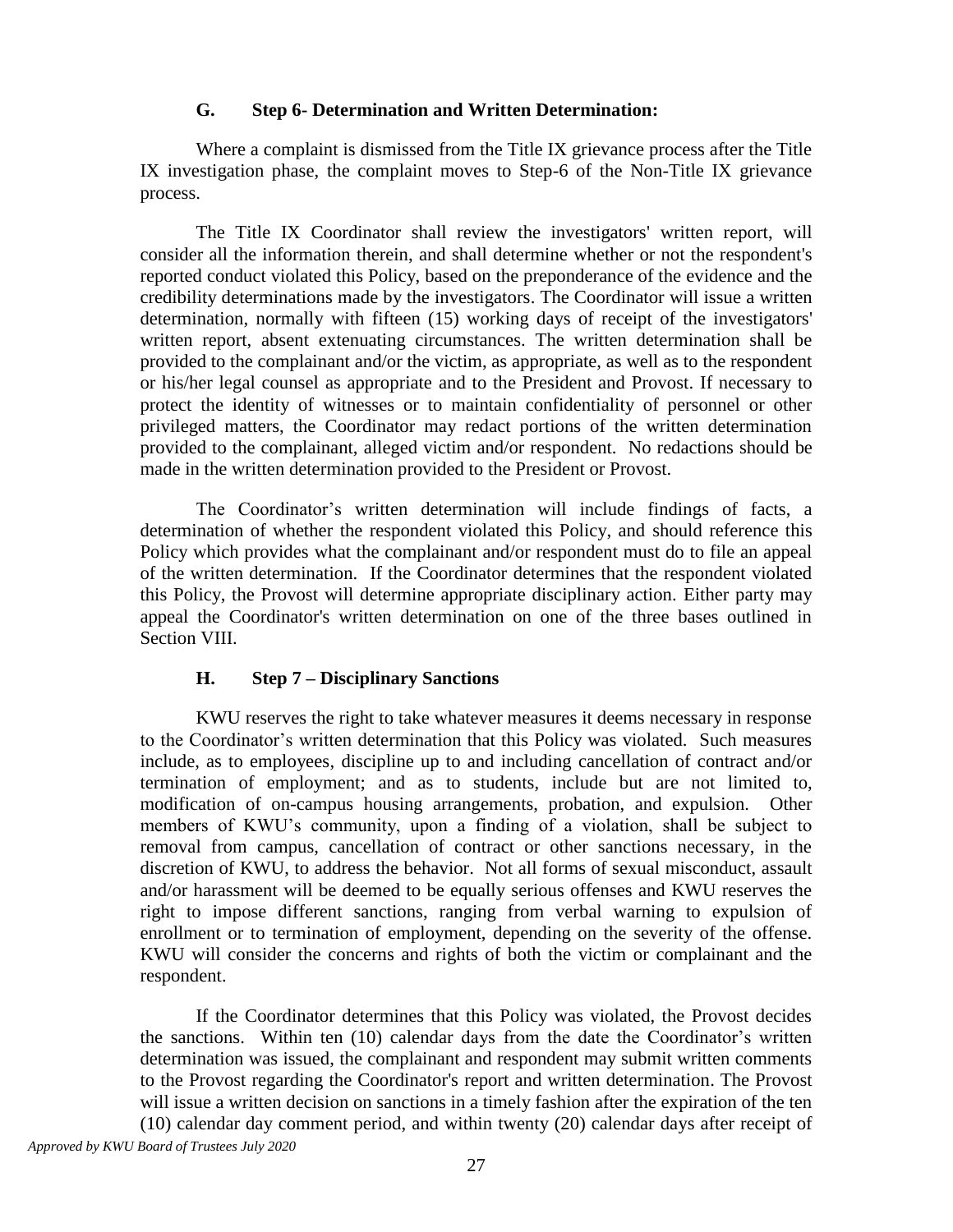### G. Step 6- Determination and Written Determination:

Where a complaint is dismissed from the Title IX grievance process after the Title IX investigation phase, the complaint moves to Step-6 of the Non-Title IX grievance process.

The Title IX Coordinator shall review the investigators' written report, will consider all the information therein, and shall determine whether or not the respondent's reported conduct violated this Policy, based on the preponderance of the evidence and the credibility determinations made by the investigators. The Coordinator will issue a written determination, normally with fifteen (15) working days of receipt of the investigators' written report, absent extenuating circumstances. The written determination shall be provided to the complainant and/or the victim, as appropriate, as well as to the respondent or his/her legal counsel as appropriate and to the President and Provost. If necessary to protect the identity of witnesses or to maintain confidentiality of personnel or other privileged matters, the Coordinator may redact portions of the written determination provided to the complainant, alleged victim and/or respondent. No redactions should be made in the written determination provided to the President or Provost.

The Coordinator's written determination will include findings of facts, a determination of whether the respondent violated this Policy, and should reference this Policy which provides what the complainant and/or respondent must do to file an appeal of the written determination. If the Coordinator determines that the respondent violated this Policy, the Provost will determine appropriate disciplinary action. Either party may appeal the Coordinator's written determination on one of the three bases outlined in Section VIII.

### H. Step 7 – Disciplinary Sanctions

KWU reserves the right to take whatever measures it deems necessary in response to the Coordinator's written determination that this Policy was violated. Such measures include, as to employees, discipline up to and including cancellation of contract and/or termination of employment; and as to students, include but are not limited to, modification of on-campus housing arrangements, probation, and expulsion. Other members of KWU's community, upon a finding of a violation, shall be subject to removal from campus, cancellation of contract or other sanctions necessary, in the discretion of KWU, to address the behavior. Not all forms of sexual misconduct, assault and/or harassment will be deemed to be equally serious offenses and KWU reserves the right to impose different sanctions, ranging from verbal warning to expulsion of enrollment or to termination of employment, depending on the severity of the offense. KWU will consider the concerns and rights of both the victim or complainant and the respondent.

If the Coordinator determines that this Policy was violated, the Provost decides the sanctions. Within ten (10) calendar days from the date the Coordinator's written determination was issued, the complainant and respondent may submit written comments to the Provost regarding the Coordinator's report and written determination. The Provost will issue a written decision on sanctions in a timely fashion after the expiration of the ten (10) calendar day comment period, and within twenty (20) calendar days after receipt of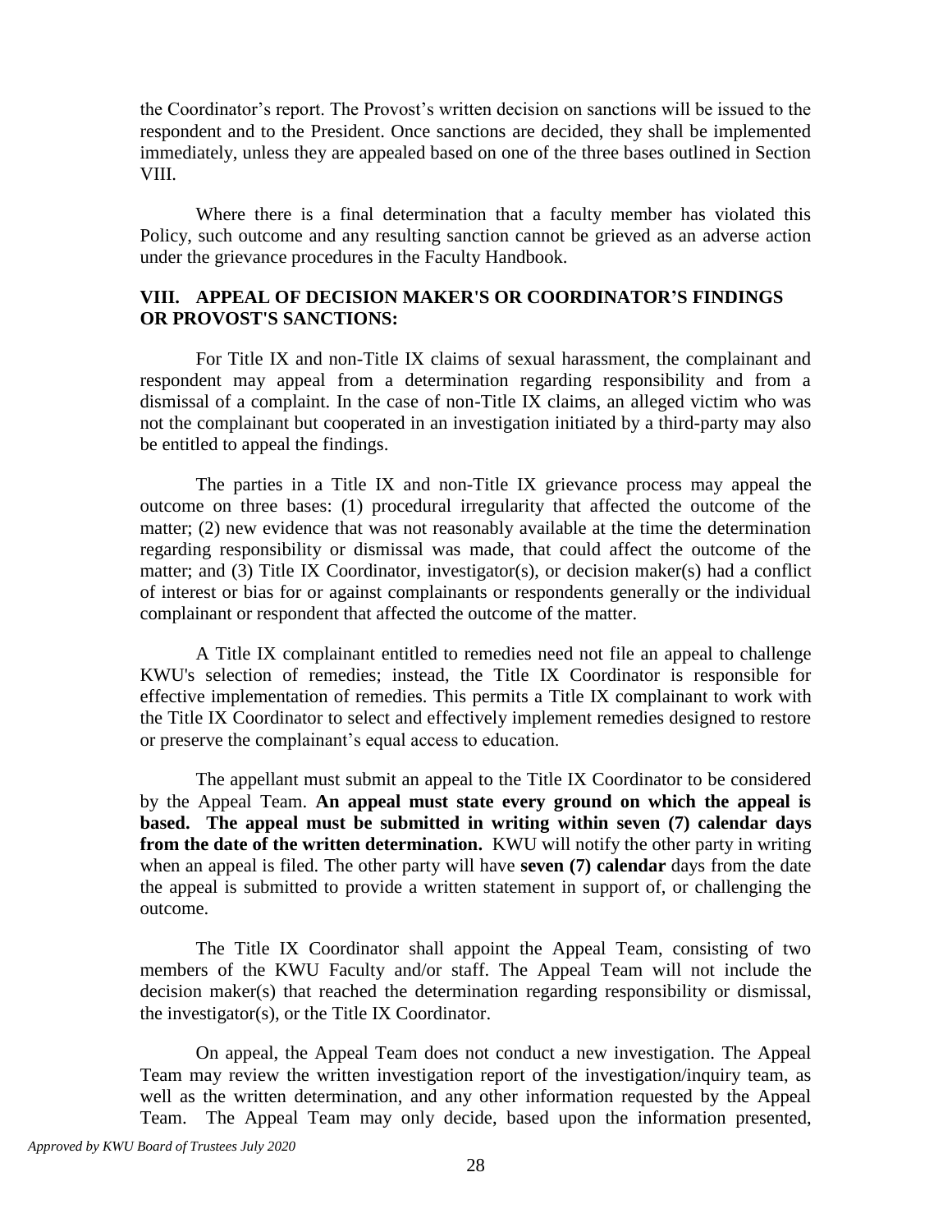the Coordinator's report. The Provost's written decision on sanctions will be issued to the respondent and to the President. Once sanctions are decided, they shall be implemented immediately, unless they are appealed based on one of the three bases outlined in Section VIII.

Where there is a final determination that a faculty member has violated this Policy, such outcome and any resulting sanction cannot be grieved as an adverse action under the grievance procedures in the Faculty Handbook.

## VIII. APPEAL OF DECISION MAKER'S OR COORDINATOR'S FINDINGS OR PROVOST'S SANCTIONS:

For Title IX and non-Title IX claims of sexual harassment, the complainant and respondent may appeal from a determination regarding responsibility and from a dismissal of a complaint. In the case of non-Title IX claims, an alleged victim who was not the complainant but cooperated in an investigation initiated by a third-party may also be entitled to appeal the findings.

The parties in a Title IX and non-Title IX grievance process may appeal the outcome on three bases: (1) procedural irregularity that affected the outcome of the matter; (2) new evidence that was not reasonably available at the time the determination regarding responsibility or dismissal was made, that could affect the outcome of the matter; and (3) Title IX Coordinator, investigator(s), or decision maker(s) had a conflict of interest or bias for or against complainants or respondents generally or the individual complainant or respondent that affected the outcome of the matter.

A Title IX complainant entitled to remedies need not file an appeal to challenge KWU's selection of remedies; instead, the Title IX Coordinator is responsible for effective implementation of remedies. This permits a Title IX complainant to work with the Title IX Coordinator to select and effectively implement remedies designed to restore or preserve the complainant's equal access to education.

The appellant must submit an appeal to the Title IX Coordinator to be considered by the Appeal Team. **An appeal must state every ground on which the appeal is based. The appeal must be submitted in writing within seven (7) calendar days from the date of the written determination.** KWU will notify the other party in writing when an appeal is filed. The other party will have **seven (7) calendar** days from the date the appeal is submitted to provide a written statement in support of, or challenging the outcome.

The Title IX Coordinator shall appoint the Appeal Team, consisting of two members of the KWU Faculty and/or staff. The Appeal Team will not include the decision maker(s) that reached the determination regarding responsibility or dismissal, the investigator(s), or the Title IX Coordinator.

On appeal, the Appeal Team does not conduct a new investigation. The Appeal Team may review the written investigation report of the investigation/inquiry team, as well as the written determination, and any other information requested by the Appeal Team. The Appeal Team may only decide, based upon the information presented,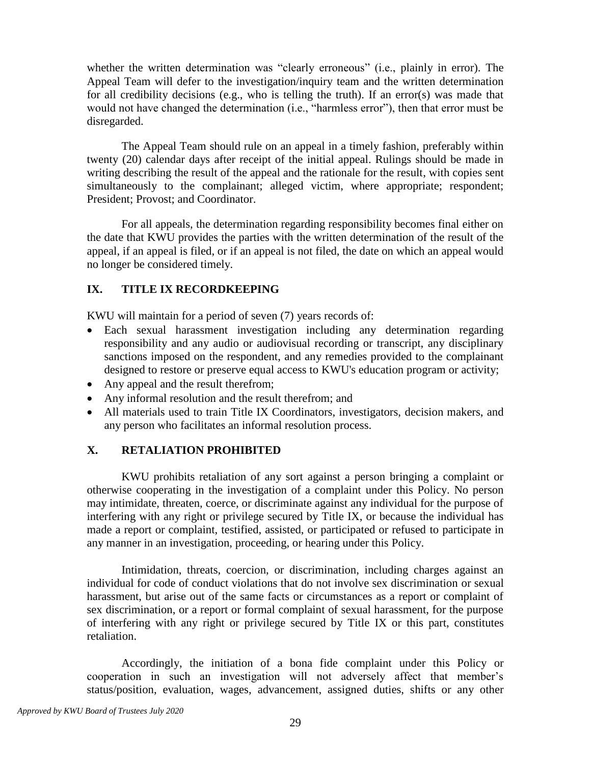whether the written determination was "clearly erroneous" (i.e., plainly in error). The Appeal Team will defer to the investigation/inquiry team and the written determination for all credibility decisions (e.g., who is telling the truth). If an error(s) was made that would not have changed the determination (i.e., "harmless error"), then that error must be disregarded.

The Appeal Team should rule on an appeal in a timely fashion, preferably within twenty (20) calendar days after receipt of the initial appeal. Rulings should be made in writing describing the result of the appeal and the rationale for the result, with copies sent simultaneously to the complainant; alleged victim, where appropriate; respondent; President; Provost; and Coordinator.

For all appeals, the determination regarding responsibility becomes final either on the date that KWU provides the parties with the written determination of the result of the appeal, if an appeal is filed, or if an appeal is not filed, the date on which an appeal would no longer be considered timely.

## IX. TITLE IX RECORDKEEPING

KWU will maintain for a period of seven (7) years records of:

- Each sexual harassment investigation including any determination regarding responsibility and any audio or audiovisual recording or transcript, any disciplinary sanctions imposed on the respondent, and any remedies provided to the complainant designed to restore or preserve equal access to KWU's education program or activity;
- Any appeal and the result therefrom;
- Any informal resolution and the result therefrom; and
- All materials used to train Title IX Coordinators, investigators, decision makers, and any person who facilitates an informal resolution process.

## X. RETALIATION PROHIBITED

KWU prohibits retaliation of any sort against a person bringing a complaint or otherwise cooperating in the investigation of a complaint under this Policy. No person may intimidate, threaten, coerce, or discriminate against any individual for the purpose of interfering with any right or privilege secured by Title IX, or because the individual has made a report or complaint, testified, assisted, or participated or refused to participate in any manner in an investigation, proceeding, or hearing under this Policy.

Intimidation, threats, coercion, or discrimination, including charges against an individual for code of conduct violations that do not involve sex discrimination or sexual harassment, but arise out of the same facts or circumstances as a report or complaint of sex discrimination, or a report or formal complaint of sexual harassment, for the purpose of interfering with any right or privilege secured by Title IX or this part, constitutes retaliation.

Accordingly, the initiation of a bona fide complaint under this Policy or cooperation in such an investigation will not adversely affect that member's status/position, evaluation, wages, advancement, assigned duties, shifts or any other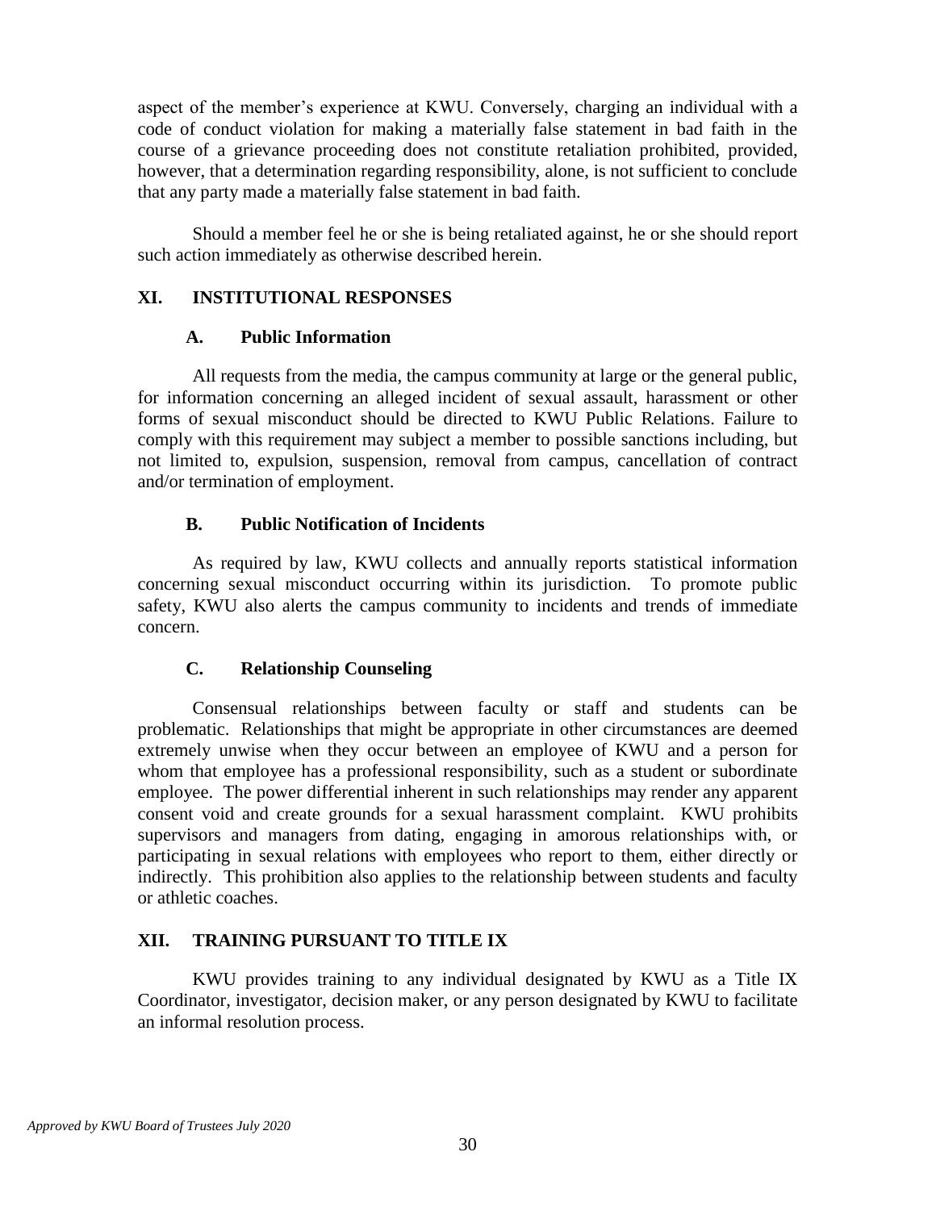aspect of the member's experience at KWU. Conversely, charging an individual with a code of conduct violation for making a materially false statement in bad faith in the course of a grievance proceeding does not constitute retaliation prohibited, provided, however, that a determination regarding responsibility, alone, is not sufficient to conclude that any party made a materially false statement in bad faith.

Should a member feel he or she is being retaliated against, he or she should report such action immediately as otherwise described herein.

## XI. INSTITUTIONAL RESPONSES

### A. Public Information

All requests from the media, the campus community at large or the general public, for information concerning an alleged incident of sexual assault, harassment or other forms of sexual misconduct should be directed to KWU Public Relations. Failure to comply with this requirement may subject a member to possible sanctions including, but not limited to, expulsion, suspension, removal from campus, cancellation of contract and/or termination of employment.

### B. Public Notification of Incidents

As required by law, KWU collects and annually reports statistical information concerning sexual misconduct occurring within its jurisdiction. To promote public safety, KWU also alerts the campus community to incidents and trends of immediate concern.

### C. Relationship Counseling

Consensual relationships between faculty or staff and students can be problematic. Relationships that might be appropriate in other circumstances are deemed extremely unwise when they occur between an employee of KWU and a person for whom that employee has a professional responsibility, such as a student or subordinate employee. The power differential inherent in such relationships may render any apparent consent void and create grounds for a sexual harassment complaint. KWU prohibits supervisors and managers from dating, engaging in amorous relationships with, or participating in sexual relations with employees who report to them, either directly or indirectly. This prohibition also applies to the relationship between students and faculty or athletic coaches.

## XII. TRAINING PURSUANT TO TITLE IX

KWU provides training to any individual designated by KWU as a Title IX Coordinator, investigator, decision maker, or any person designated by KWU to facilitate an informal resolution process.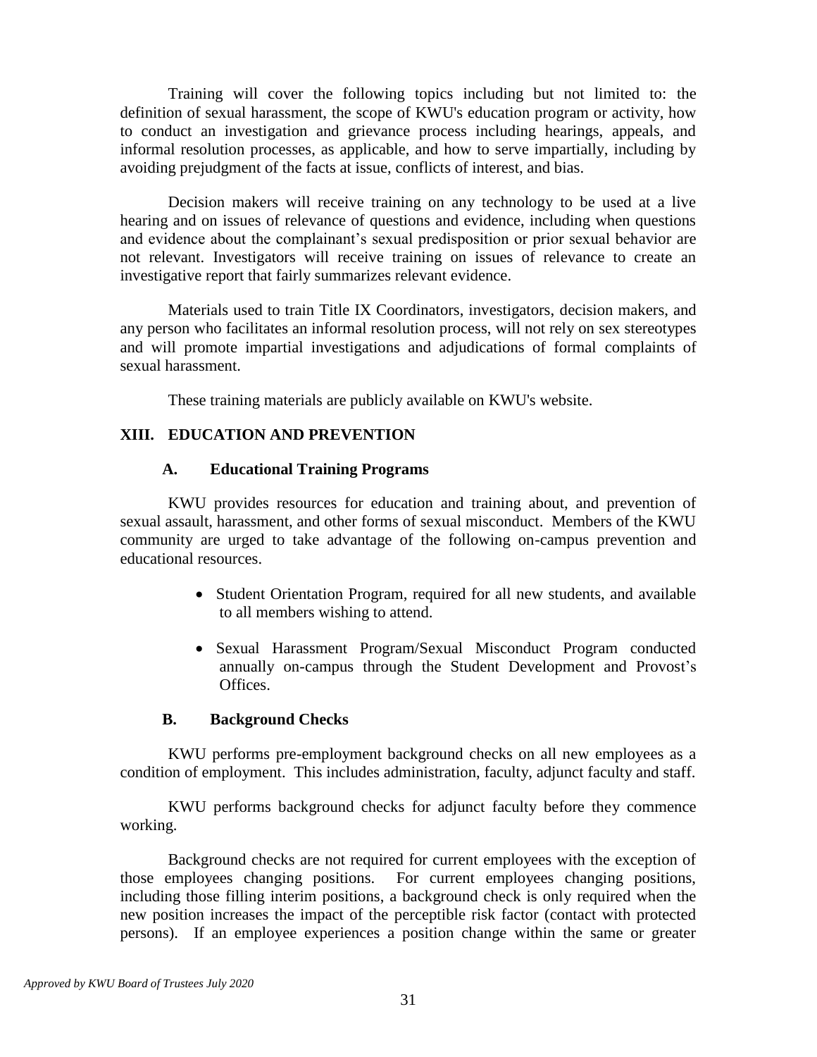Training will cover the following topics including but not limited to: the definition of sexual harassment, the scope of KWU's education program or activity, how to conduct an investigation and grievance process including hearings, appeals, and informal resolution processes, as applicable, and how to serve impartially, including by avoiding prejudgment of the facts at issue, conflicts of interest, and bias.

Decision makers will receive training on any technology to be used at a live hearing and on issues of relevance of questions and evidence, including when questions and evidence about the complainant's sexual predisposition or prior sexual behavior are not relevant. Investigators will receive training on issues of relevance to create an investigative report that fairly summarizes relevant evidence.

Materials used to train Title IX Coordinators, investigators, decision makers, and any person who facilitates an informal resolution process, will not rely on sex stereotypes and will promote impartial investigations and adjudications of formal complaints of sexual harassment.

These training materials are publicly available on KWU's website.

## XIII. EDUCATION AND PREVENTION

### A. Educational Training Programs

KWU provides resources for education and training about, and prevention of sexual assault, harassment, and other forms of sexual misconduct. Members of the KWU community are urged to take advantage of the following on-campus prevention and educational resources.

- Student Orientation Program, required for all new students, and available to all members wishing to attend.
- Sexual Harassment Program/Sexual Misconduct Program conducted annually on-campus through the Student Development and Provost's Offices.

### B. Background Checks

KWU performs pre-employment background checks on all new employees as a condition of employment. This includes administration, faculty, adjunct faculty and staff.

KWU performs background checks for adjunct faculty before they commence working.

Background checks are not required for current employees with the exception of those employees changing positions. For current employees changing positions, including those filling interim positions, a background check is only required when the new position increases the impact of the perceptible risk factor (contact with protected persons). If an employee experiences a position change within the same or greater

*Approved by KWU Board of Trustees July 2020*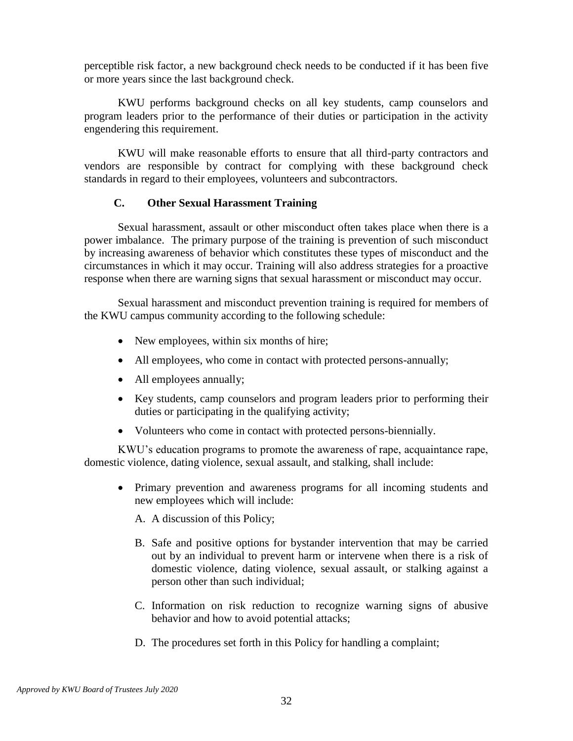perceptible risk factor, a new background check needs to be conducted if it has been five or more years since the last background check.

KWU performs background checks on all key students, camp counselors and program leaders prior to the performance of their duties or participation in the activity engendering this requirement.

KWU will make reasonable efforts to ensure that all third-party contractors and vendors are responsible by contract for complying with these background check standards in regard to their employees, volunteers and subcontractors.

### C. Other Sexual Harassment Training

Sexual harassment, assault or other misconduct often takes place when there is a power imbalance. The primary purpose of the training is prevention of such misconduct by increasing awareness of behavior which constitutes these types of misconduct and the circumstances in which it may occur. Training will also address strategies for a proactive response when there are warning signs that sexual harassment or misconduct may occur.

Sexual harassment and misconduct prevention training is required for members of the KWU campus community according to the following schedule:

- New employees, within six months of hire;
- All employees, who come in contact with protected persons-annually;
- All employees annually;
- Key students, camp counselors and program leaders prior to performing their duties or participating in the qualifying activity;
- Volunteers who come in contact with protected persons-biennially.

KWU's education programs to promote the awareness of rape, acquaintance rape, domestic violence, dating violence, sexual assault, and stalking, shall include:

- Primary prevention and awareness programs for all incoming students and new employees which will include:

  A. A discussion of this Policy;

  B. Safe and positive options for bystander intervention that may be carried out by an individual to prevent harm or intervene when there is a risk of domestic violence, dating violence, sexual assault, or stalking against a person other than such individual;

  C. Information on risk reduction to recognize warning signs of abusive behavior and how to avoid potential attacks;

  D. The procedures set forth in this Policy for handling a complaint;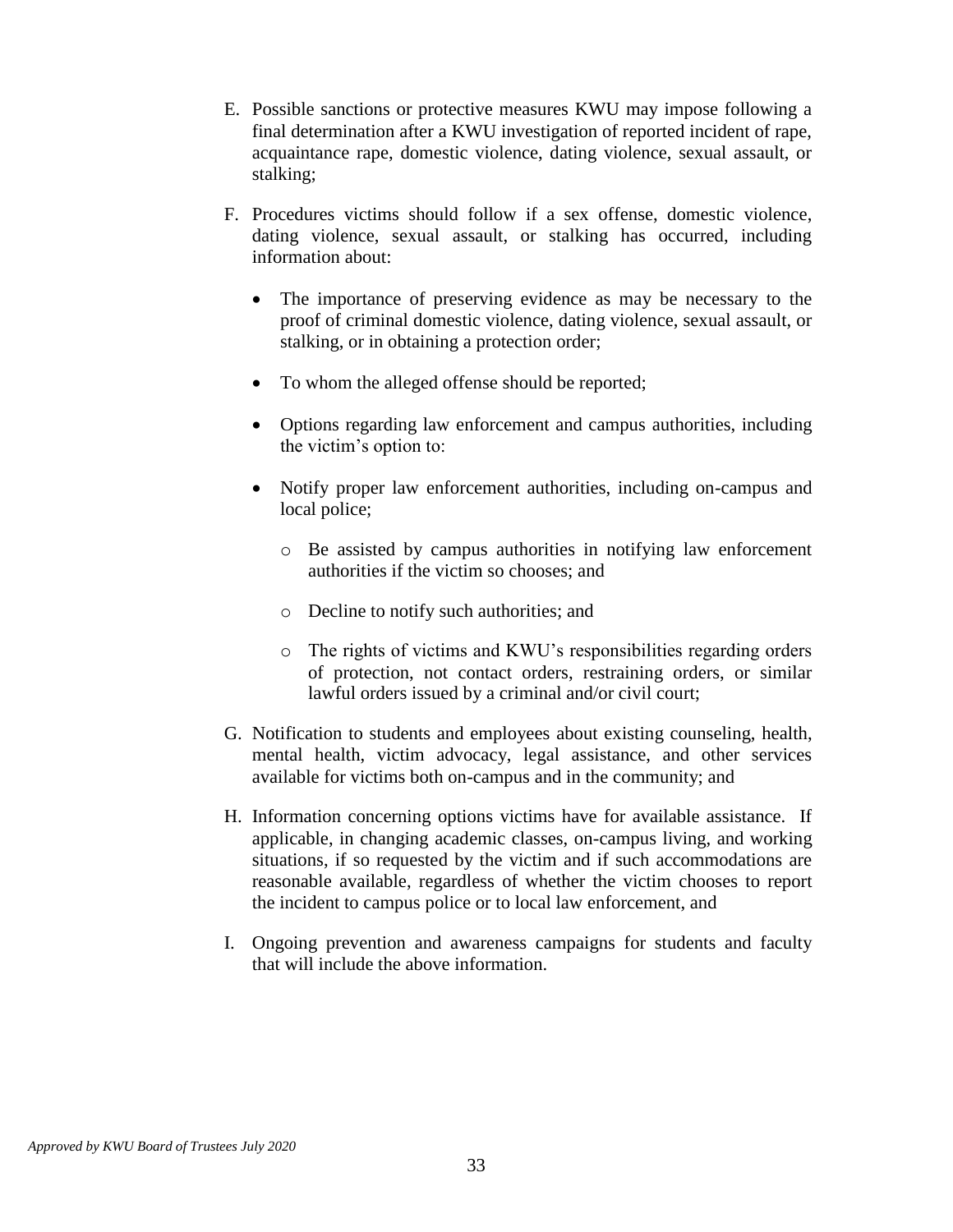E. Possible sanctions or protective measures KWU may impose following a final determination after a KWU investigation of reported incident of rape, acquaintance rape, domestic violence, dating violence, sexual assault, or stalking;

F. Procedures victims should follow if a sex offense, domestic violence, dating violence, sexual assault, or stalking has occurred, including information about:

   - The importance of preserving evidence as may be necessary to the proof of criminal domestic violence, dating violence, sexual assault, or stalking, or in obtaining a protection order;

   - To whom the alleged offense should be reported;

   - Options regarding law enforcement and campus authorities, including the victim's option to:

   - Notify proper law enforcement authorities, including on-campus and local police;

     - Be assisted by campus authorities in notifying law enforcement authorities if the victim so chooses; and

     - Decline to notify such authorities; and

     - The rights of victims and KWU's responsibilities regarding orders of protection, not contact orders, restraining orders, or similar lawful orders issued by a criminal and/or civil court;

G. Notification to students and employees about existing counseling, health, mental health, victim advocacy, legal assistance, and other services available for victims both on-campus and in the community; and

H. Information concerning options victims have for available assistance. If applicable, in changing academic classes, on-campus living, and working situations, if so requested by the victim and if such accommodations are reasonable available, regardless of whether the victim chooses to report the incident to campus police or to local law enforcement, and

I. Ongoing prevention and awareness campaigns for students and faculty that will include the above information.

*Approved by KWU Board of Trustees July 2020*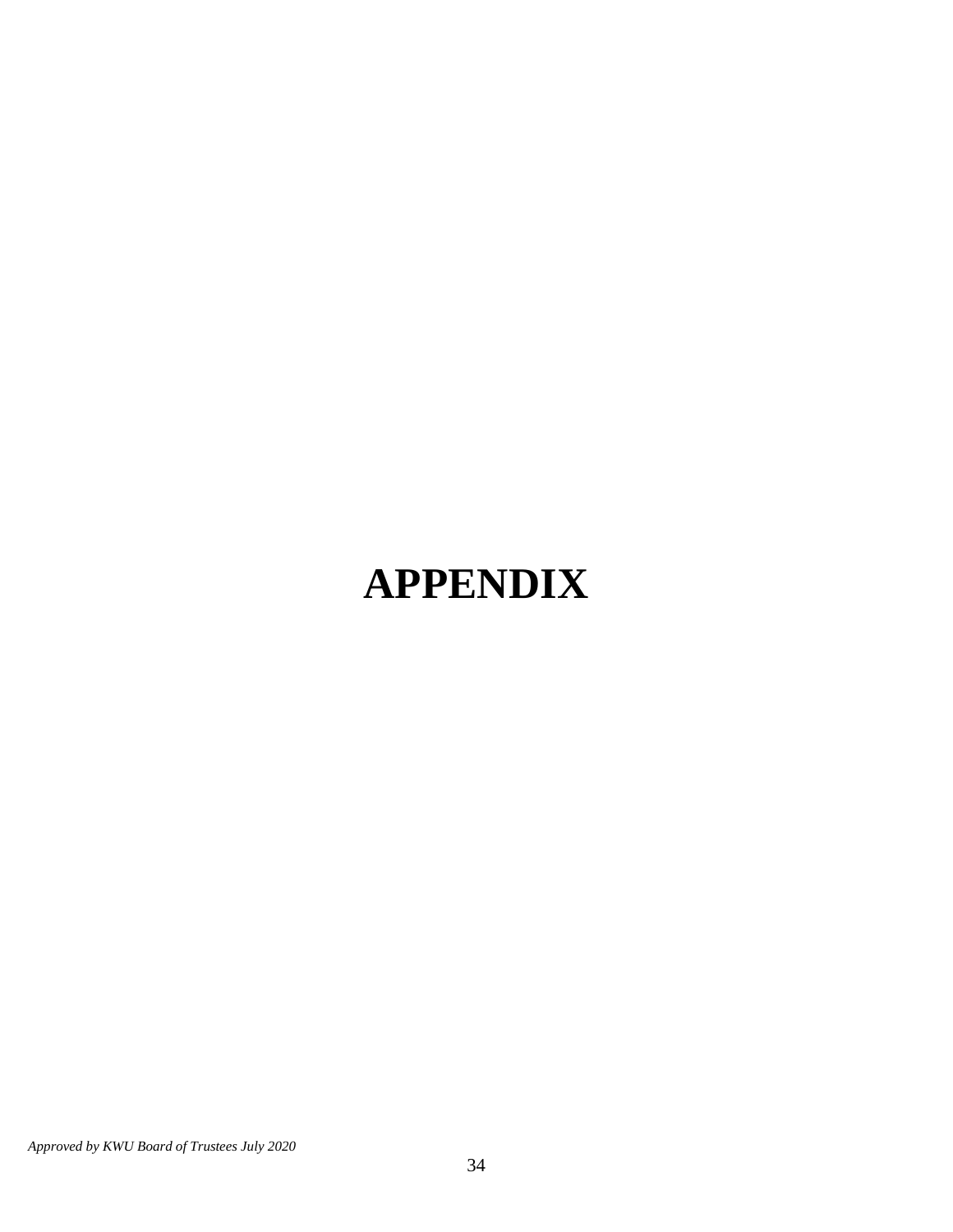# APPENDIX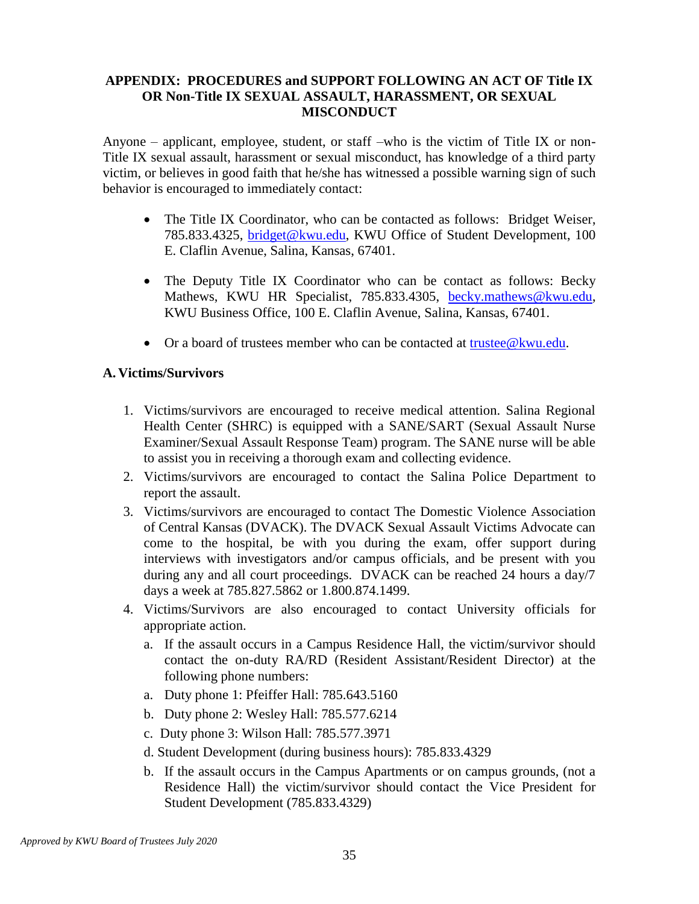## APPENDIX: PROCEDURES and SUPPORT FOLLOWING AN ACT OF Title IX OR Non-Title IX SEXUAL ASSAULT, HARASSMENT, OR SEXUAL MISCONDUCT

Anyone – applicant, employee, student, or staff –who is the victim of Title IX or non-Title IX sexual assault, harassment or sexual misconduct, has knowledge of a third party victim, or believes in good faith that he/she has witnessed a possible warning sign of such behavior is encouraged to immediately contact:

- The Title IX Coordinator, who can be contacted as follows: Bridget Weiser, 785.833.4325, bridget@kwu.edu, KWU Office of Student Development, 100 E. Claflin Avenue, Salina, Kansas, 67401.
- The Deputy Title IX Coordinator who can be contact as follows: Becky Mathews, KWU HR Specialist, 785.833.4305, becky.mathews@kwu.edu, KWU Business Office, 100 E. Claflin Avenue, Salina, Kansas, 67401.
- Or a board of trustees member who can be contacted at trustee@kwu.edu.

### A. Victims/Survivors

1. Victims/survivors are encouraged to receive medical attention. Salina Regional Health Center (SHRC) is equipped with a SANE/SART (Sexual Assault Nurse Examiner/Sexual Assault Response Team) program. The SANE nurse will be able to assist you in receiving a thorough exam and collecting evidence.
2. Victims/survivors are encouraged to contact the Salina Police Department to report the assault.
3. Victims/survivors are encouraged to contact The Domestic Violence Association of Central Kansas (DVACK). The DVACK Sexual Assault Victims Advocate can come to the hospital, be with you during the exam, offer support during interviews with investigators and/or campus officials, and be present with you during any and all court proceedings. DVACK can be reached 24 hours a day/7 days a week at 785.827.5862 or 1.800.874.1499.
4. Victims/Survivors are also encouraged to contact University officials for appropriate action.
   a. If the assault occurs in a Campus Residence Hall, the victim/survivor should contact the on-duty RA/RD (Resident Assistant/Resident Director) at the following phone numbers:
   a. Duty phone 1: Pfeiffer Hall: 785.643.5160
   b. Duty phone 2: Wesley Hall: 785.577.6214
   c. Duty phone 3: Wilson Hall: 785.577.3971
   d. Student Development (during business hours): 785.833.4329
   b. If the assault occurs in the Campus Apartments or on campus grounds, (not a Residence Hall) the victim/survivor should contact the Vice President for Student Development (785.833.4329)

*Approved by KWU Board of Trustees July 2020*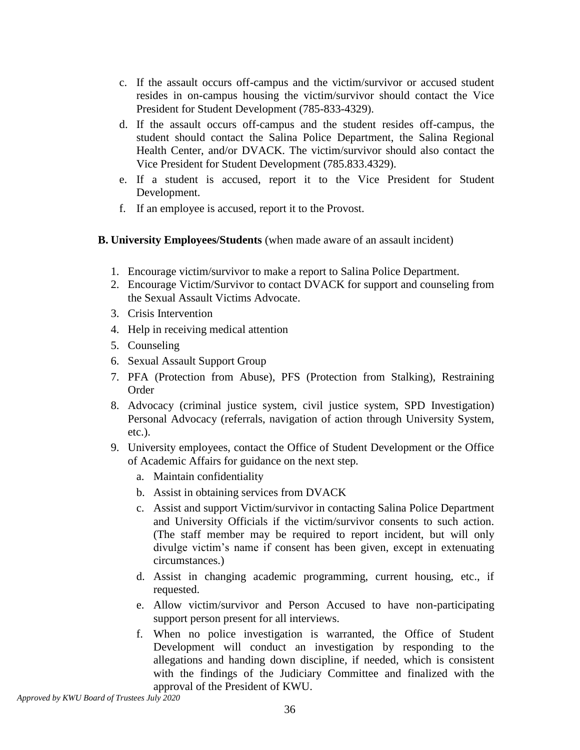c. If the assault occurs off-campus and the victim/survivor or accused student resides in on-campus housing the victim/survivor should contact the Vice President for Student Development (785-833-4329).
d. If the assault occurs off-campus and the student resides off-campus, the student should contact the Salina Police Department, the Salina Regional Health Center, and/or DVACK. The victim/survivor should also contact the Vice President for Student Development (785.833.4329).
e. If a student is accused, report it to the Vice President for Student Development.
f. If an employee is accused, report it to the Provost.

**B. University Employees/Students** (when made aware of an assault incident)

1. Encourage victim/survivor to make a report to Salina Police Department.
2. Encourage Victim/Survivor to contact DVACK for support and counseling from the Sexual Assault Victims Advocate.
3. Crisis Intervention
4. Help in receiving medical attention
5. Counseling
6. Sexual Assault Support Group
7. PFA (Protection from Abuse), PFS (Protection from Stalking), Restraining Order
8. Advocacy (criminal justice system, civil justice system, SPD Investigation) Personal Advocacy (referrals, navigation of action through University System, etc.).
9. University employees, contact the Office of Student Development or the Office of Academic Affairs for guidance on the next step.
   a. Maintain confidentiality
   b. Assist in obtaining services from DVACK
   c. Assist and support Victim/survivor in contacting Salina Police Department and University Officials if the victim/survivor consents to such action. (The staff member may be required to report incident, but will only divulge victim's name if consent has been given, except in extenuating circumstances.)
   d. Assist in changing academic programming, current housing, etc., if requested.
   e. Allow victim/survivor and Person Accused to have non-participating support person present for all interviews.
   f. When no police investigation is warranted, the Office of Student Development will conduct an investigation by responding to the allegations and handing down discipline, if needed, which is consistent with the findings of the Judiciary Committee and finalized with the approval of the President of KWU.

*Approved by KWU Board of Trustees July 2020*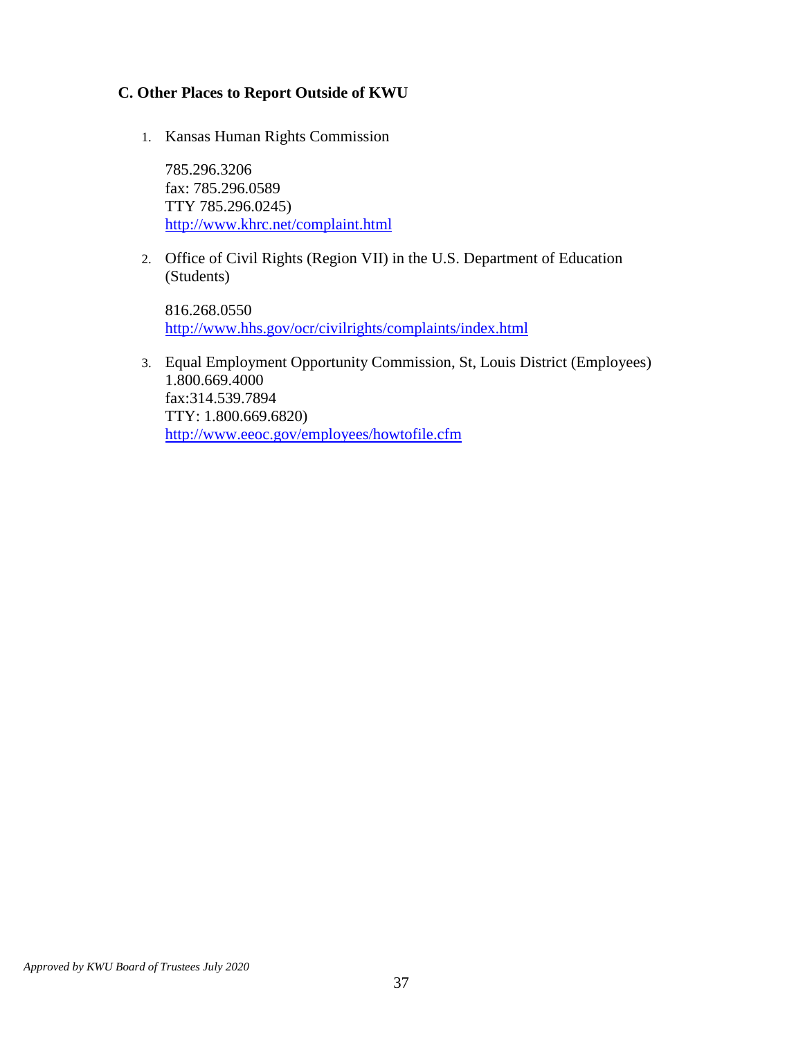### C. Other Places to Report Outside of KWU

1. Kansas Human Rights Commission

   785.296.3206
   fax: 785.296.0589
   TTY 785.296.0245)
   http://www.khrc.net/complaint.html

2. Office of Civil Rights (Region VII) in the U.S. Department of Education (Students)

   816.268.0550
   http://www.hhs.gov/ocr/civilrights/complaints/index.html

3. Equal Employment Opportunity Commission, St, Louis District (Employees)
   1.800.669.4000
   fax:314.539.7894
   TTY: 1.800.669.6820)
   http://www.eeoc.gov/employees/howtofile.cfm

*Approved by KWU Board of Trustees July 2020*